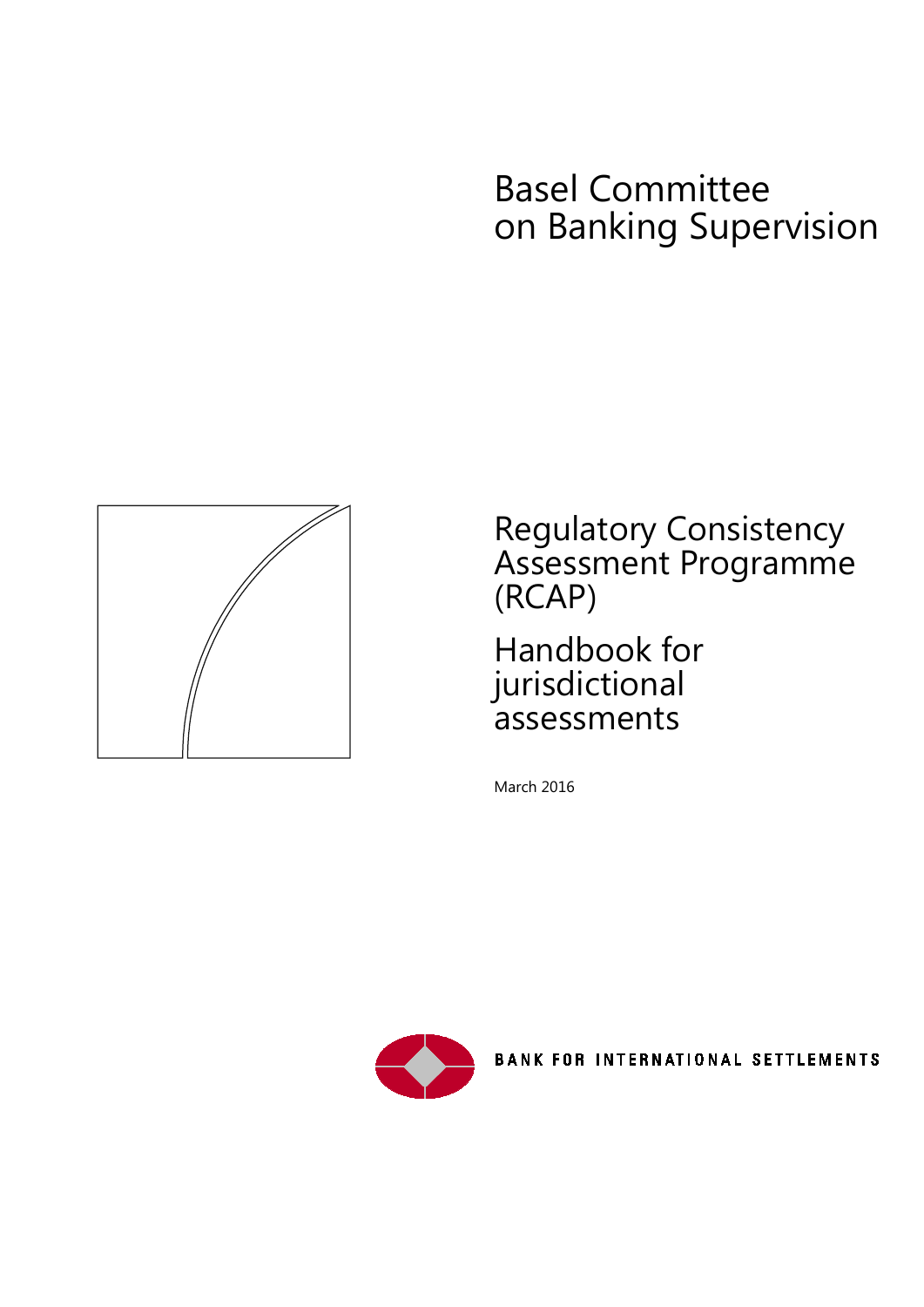# Basel Committee on Banking Supervision

# Regulatory Consistency Assessment Programme (RCAP)

## Handbook for jurisdictional assessments

March 2016

BANK FOR INTERNATIONAL SETTLEMENTS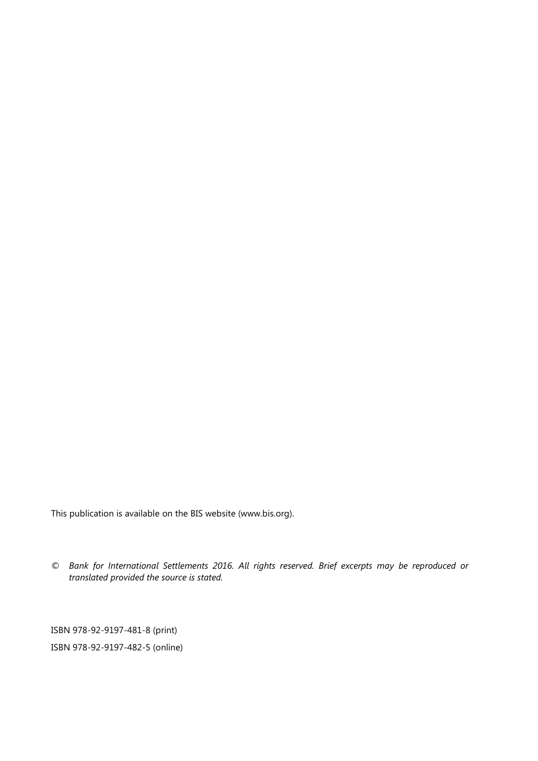This publication is available on the BIS website (www.bis.org).

© *Bank for International Settlements 2016. All rights reserved. Brief excerpts may be reproduced or translated provided the source is stated.*

ISBN 978-92-9197-481-8 (print)

ISBN 978-92-9197-482-5 (online)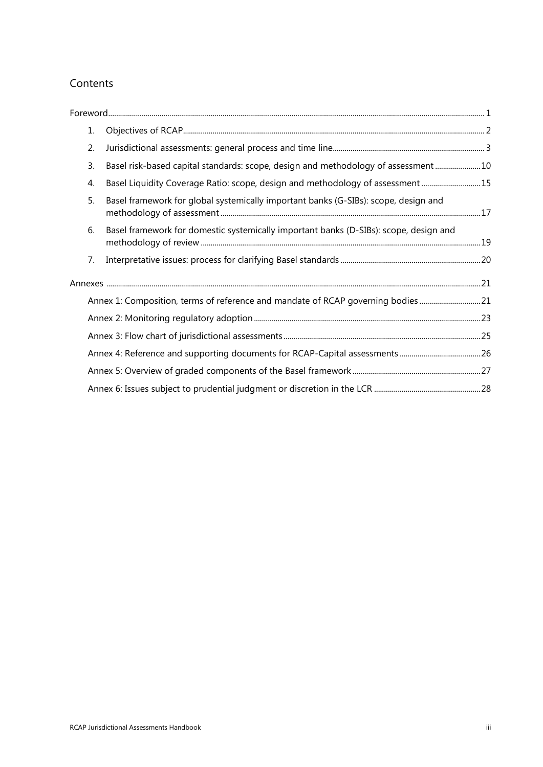## Contents

Foreword ..... 1

1. Objectives of RCAP ..... 2
2. Jurisdictional assessments: general process and time line ..... 3
3. Basel risk-based capital standards: scope, design and methodology of assessment ..... 10
4. Basel Liquidity Coverage Ratio: scope, design and methodology of assessment ..... 15
5. Basel framework for global systemically important banks (G-SIBs): scope, design and methodology of assessment ..... 17
6. Basel framework for domestic systemically important banks (D-SIBs): scope, design and methodology of review ..... 19
7. Interpretative issues: process for clarifying Basel standards ..... 20

Annexes ..... 21

- Annex 1: Composition, terms of reference and mandate of RCAP governing bodies ..... 21
- Annex 2: Monitoring regulatory adoption ..... 23
- Annex 3: Flow chart of jurisdictional assessments ..... 25
- Annex 4: Reference and supporting documents for RCAP-Capital assessments ..... 26
- Annex 5: Overview of graded components of the Basel framework ..... 27
- Annex 6: Issues subject to prudential judgment or discretion in the LCR ..... 28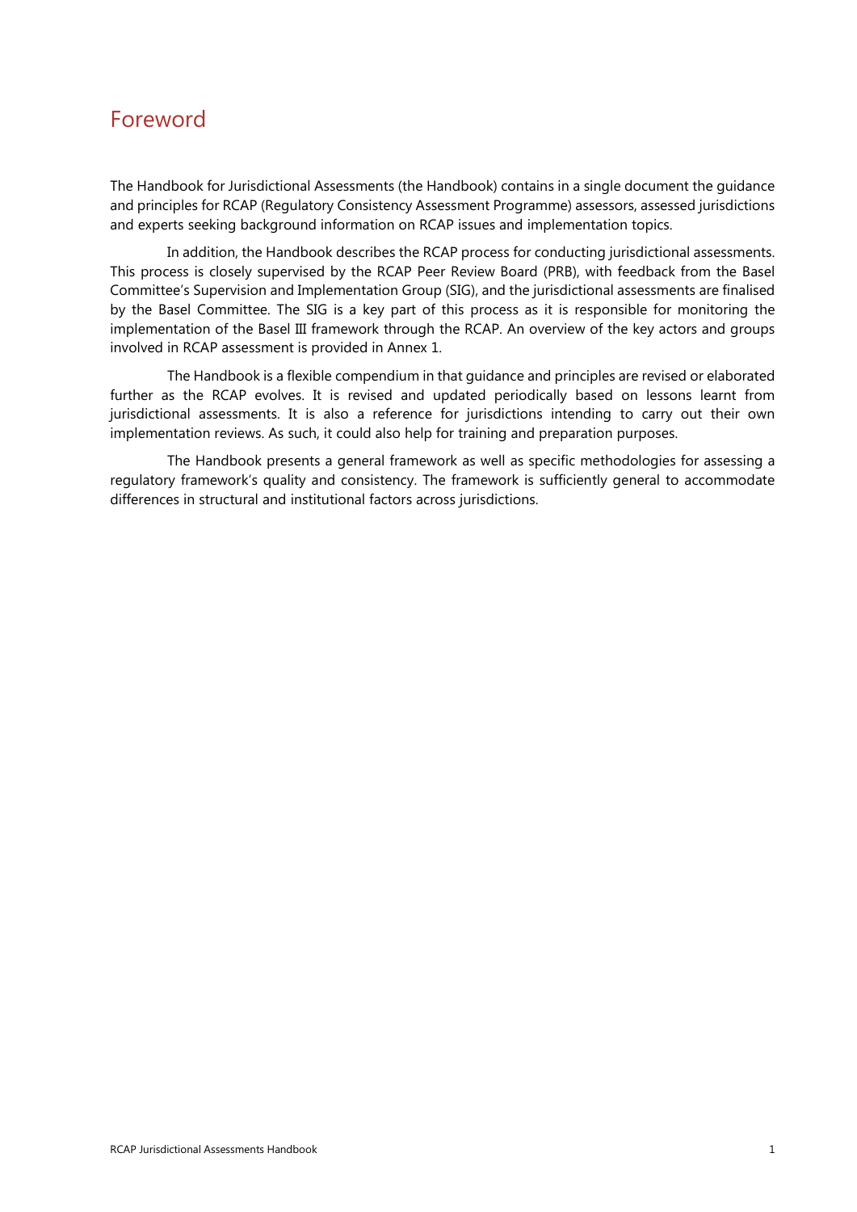# Foreword

The Handbook for Jurisdictional Assessments (the Handbook) contains in a single document the guidance and principles for RCAP (Regulatory Consistency Assessment Programme) assessors, assessed jurisdictions and experts seeking background information on RCAP issues and implementation topics.

In addition, the Handbook describes the RCAP process for conducting jurisdictional assessments. This process is closely supervised by the RCAP Peer Review Board (PRB), with feedback from the Basel Committee's Supervision and Implementation Group (SIG), and the jurisdictional assessments are finalised by the Basel Committee. The SIG is a key part of this process as it is responsible for monitoring the implementation of the Basel III framework through the RCAP. An overview of the key actors and groups involved in RCAP assessment is provided in Annex 1.

The Handbook is a flexible compendium in that guidance and principles are revised or elaborated further as the RCAP evolves. It is revised and updated periodically based on lessons learnt from jurisdictional assessments. It is also a reference for jurisdictions intending to carry out their own implementation reviews. As such, it could also help for training and preparation purposes.

The Handbook presents a general framework as well as specific methodologies for assessing a regulatory framework's quality and consistency. The framework is sufficiently general to accommodate differences in structural and institutional factors across jurisdictions.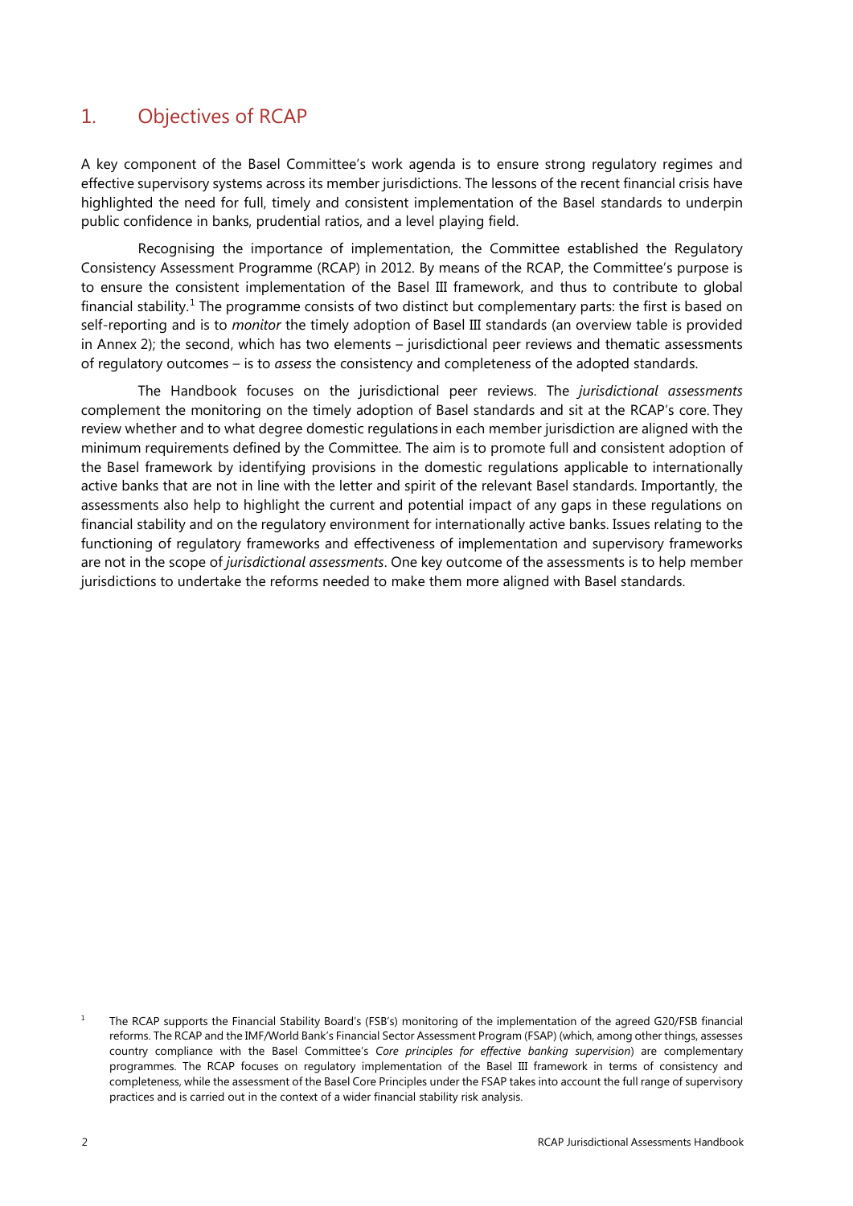## 1. Objectives of RCAP

A key component of the Basel Committee's work agenda is to ensure strong regulatory regimes and effective supervisory systems across its member jurisdictions. The lessons of the recent financial crisis have highlighted the need for full, timely and consistent implementation of the Basel standards to underpin public confidence in banks, prudential ratios, and a level playing field.

Recognising the importance of implementation, the Committee established the Regulatory Consistency Assessment Programme (RCAP) in 2012. By means of the RCAP, the Committee's purpose is to ensure the consistent implementation of the Basel III framework, and thus to contribute to global financial stability.[1] The programme consists of two distinct but complementary parts: the first is based on self-reporting and is to *monitor* the timely adoption of Basel III standards (an overview table is provided in Annex 2); the second, which has two elements – jurisdictional peer reviews and thematic assessments of regulatory outcomes – is to *assess* the consistency and completeness of the adopted standards.

The Handbook focuses on the jurisdictional peer reviews. The *jurisdictional assessments* complement the monitoring on the timely adoption of Basel standards and sit at the RCAP's core. They review whether and to what degree domestic regulations in each member jurisdiction are aligned with the minimum requirements defined by the Committee. The aim is to promote full and consistent adoption of the Basel framework by identifying provisions in the domestic regulations applicable to internationally active banks that are not in line with the letter and spirit of the relevant Basel standards. Importantly, the assessments also help to highlight the current and potential impact of any gaps in these regulations on financial stability and on the regulatory environment for internationally active banks. Issues relating to the functioning of regulatory frameworks and effectiveness of implementation and supervisory frameworks are not in the scope of *jurisdictional assessments*. One key outcome of the assessments is to help member jurisdictions to undertake the reforms needed to make them more aligned with Basel standards.

[1] The RCAP supports the Financial Stability Board's (FSB's) monitoring of the implementation of the agreed G20/FSB financial reforms. The RCAP and the IMF/World Bank's Financial Sector Assessment Program (FSAP) (which, among other things, assesses country compliance with the Basel Committee's *Core principles for effective banking supervision*) are complementary programmes. The RCAP focuses on regulatory implementation of the Basel III framework in terms of consistency and completeness, while the assessment of the Basel Core Principles under the FSAP takes into account the full range of supervisory practices and is carried out in the context of a wider financial stability risk analysis.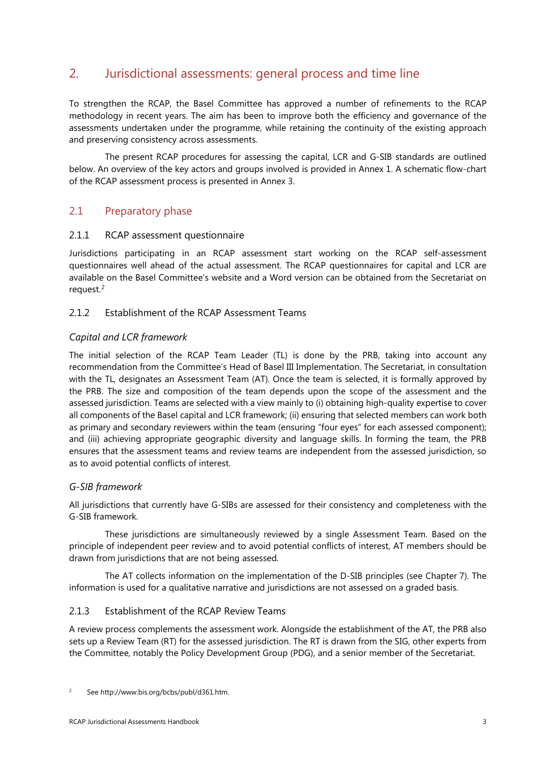## 2. Jurisdictional assessments: general process and time line

To strengthen the RCAP, the Basel Committee has approved a number of refinements to the RCAP methodology in recent years. The aim has been to improve both the efficiency and governance of the assessments undertaken under the programme, while retaining the continuity of the existing approach and preserving consistency across assessments.

The present RCAP procedures for assessing the capital, LCR and G-SIB standards are outlined below. An overview of the key actors and groups involved is provided in Annex 1. A schematic flow-chart of the RCAP assessment process is presented in Annex 3.

### 2.1 Preparatory phase

#### 2.1.1 RCAP assessment questionnaire

Jurisdictions participating in an RCAP assessment start working on the RCAP self-assessment questionnaires well ahead of the actual assessment. The RCAP questionnaires for capital and LCR are available on the Basel Committee's website and a Word version can be obtained from the Secretariat on request.[2]

#### 2.1.2 Establishment of the RCAP Assessment Teams

*Capital and LCR framework*

The initial selection of the RCAP Team Leader (TL) is done by the PRB, taking into account any recommendation from the Committee's Head of Basel III Implementation. The Secretariat, in consultation with the TL, designates an Assessment Team (AT). Once the team is selected, it is formally approved by the PRB. The size and composition of the team depends upon the scope of the assessment and the assessed jurisdiction. Teams are selected with a view mainly to (i) obtaining high-quality expertise to cover all components of the Basel capital and LCR framework; (ii) ensuring that selected members can work both as primary and secondary reviewers within the team (ensuring "four eyes" for each assessed component); and (iii) achieving appropriate geographic diversity and language skills. In forming the team, the PRB ensures that the assessment teams and review teams are independent from the assessed jurisdiction, so as to avoid potential conflicts of interest.

*G-SIB framework*

All jurisdictions that currently have G-SIBs are assessed for their consistency and completeness with the G-SIB framework.

These jurisdictions are simultaneously reviewed by a single Assessment Team. Based on the principle of independent peer review and to avoid potential conflicts of interest, AT members should be drawn from jurisdictions that are not being assessed.

The AT collects information on the implementation of the D-SIB principles (see Chapter 7). The information is used for a qualitative narrative and jurisdictions are not assessed on a graded basis.

#### 2.1.3 Establishment of the RCAP Review Teams

A review process complements the assessment work. Alongside the establishment of the AT, the PRB also sets up a Review Team (RT) for the assessed jurisdiction. The RT is drawn from the SIG, other experts from the Committee, notably the Policy Development Group (PDG), and a senior member of the Secretariat.

---

[2] See http://www.bis.org/bcbs/publ/d361.htm.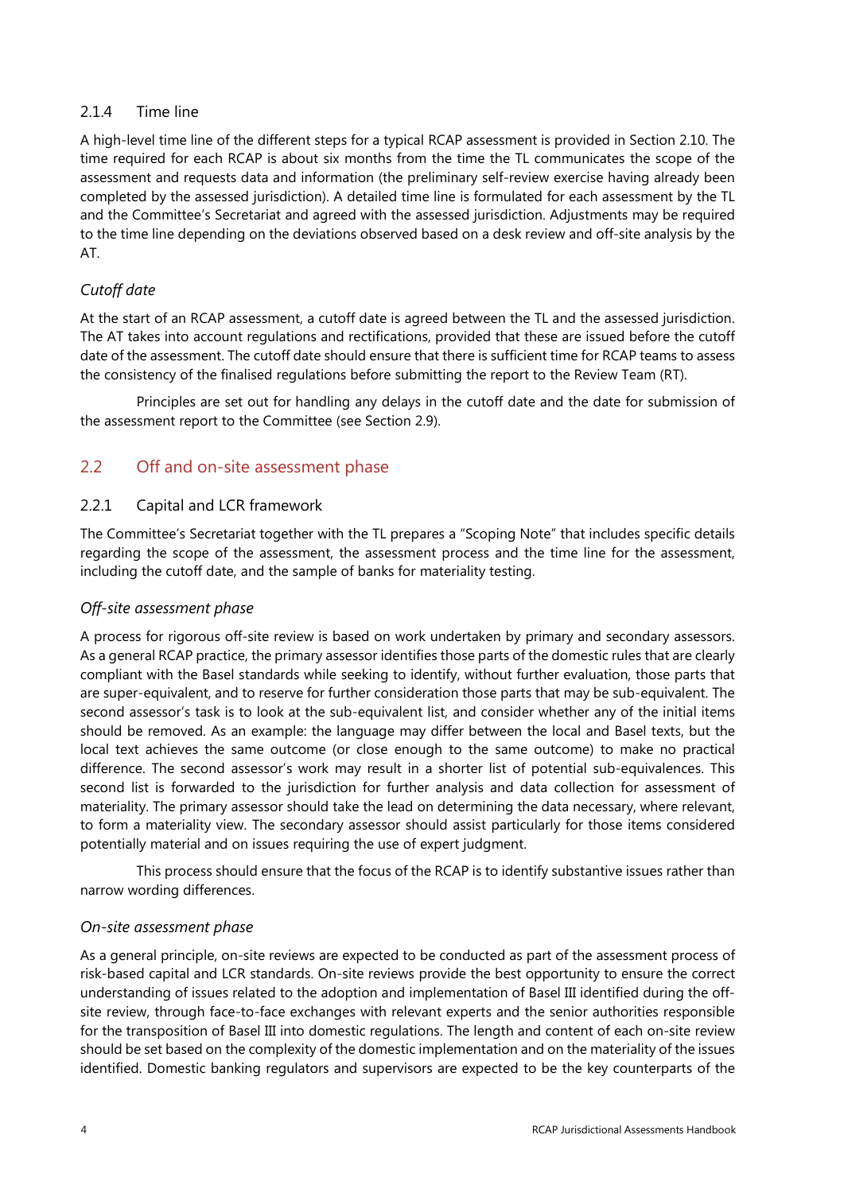### 2.1.4 Time line

A high-level time line of the different steps for a typical RCAP assessment is provided in Section 2.10. The time required for each RCAP is about six months from the time the TL communicates the scope of the assessment and requests data and information (the preliminary self-review exercise having already been completed by the assessed jurisdiction). A detailed time line is formulated for each assessment by the TL and the Committee's Secretariat and agreed with the assessed jurisdiction. Adjustments may be required to the time line depending on the deviations observed based on a desk review and off-site analysis by the AT.

*Cutoff date*

At the start of an RCAP assessment, a cutoff date is agreed between the TL and the assessed jurisdiction. The AT takes into account regulations and rectifications, provided that these are issued before the cutoff date of the assessment. The cutoff date should ensure that there is sufficient time for RCAP teams to assess the consistency of the finalised regulations before submitting the report to the Review Team (RT).

Principles are set out for handling any delays in the cutoff date and the date for submission of the assessment report to the Committee (see Section 2.9).

## 2.2 Off and on-site assessment phase

### 2.2.1 Capital and LCR framework

The Committee's Secretariat together with the TL prepares a "Scoping Note" that includes specific details regarding the scope of the assessment, the assessment process and the time line for the assessment, including the cutoff date, and the sample of banks for materiality testing.

*Off-site assessment phase*

A process for rigorous off-site review is based on work undertaken by primary and secondary assessors. As a general RCAP practice, the primary assessor identifies those parts of the domestic rules that are clearly compliant with the Basel standards while seeking to identify, without further evaluation, those parts that are super-equivalent, and to reserve for further consideration those parts that may be sub-equivalent. The second assessor's task is to look at the sub-equivalent list, and consider whether any of the initial items should be removed. As an example: the language may differ between the local and Basel texts, but the local text achieves the same outcome (or close enough to the same outcome) to make no practical difference. The second assessor's work may result in a shorter list of potential sub-equivalences. This second list is forwarded to the jurisdiction for further analysis and data collection for assessment of materiality. The primary assessor should take the lead on determining the data necessary, where relevant, to form a materiality view. The secondary assessor should assist particularly for those items considered potentially material and on issues requiring the use of expert judgment.

This process should ensure that the focus of the RCAP is to identify substantive issues rather than narrow wording differences.

*On-site assessment phase*

As a general principle, on-site reviews are expected to be conducted as part of the assessment process of risk-based capital and LCR standards. On-site reviews provide the best opportunity to ensure the correct understanding of issues related to the adoption and implementation of Basel III identified during the off-site review, through face-to-face exchanges with relevant experts and the senior authorities responsible for the transposition of Basel III into domestic regulations. The length and content of each on-site review should be set based on the complexity of the domestic implementation and on the materiality of the issues identified. Domestic banking regulators and supervisors are expected to be the key counterparts of the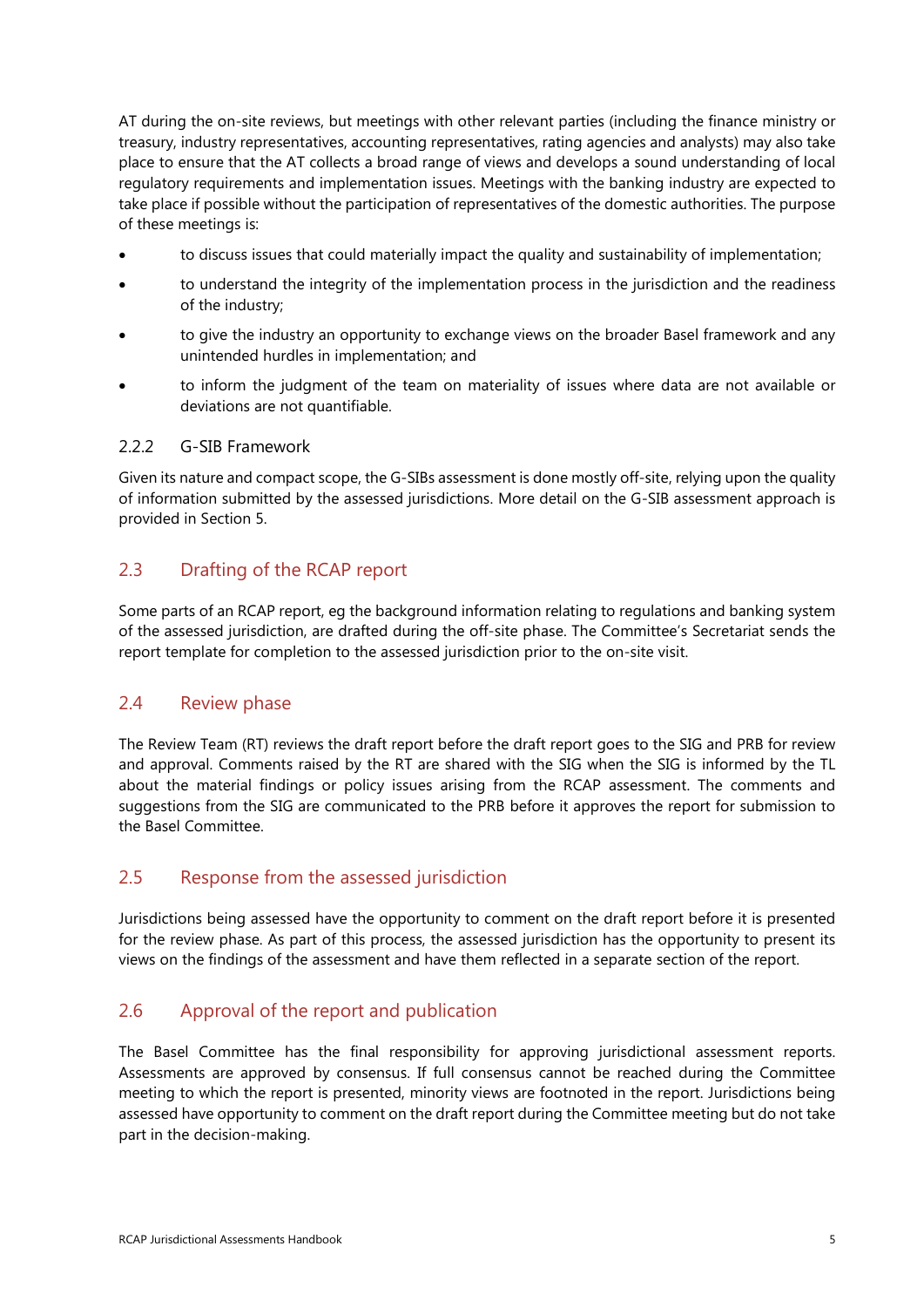AT during the on-site reviews, but meetings with other relevant parties (including the finance ministry or treasury, industry representatives, accounting representatives, rating agencies and analysts) may also take place to ensure that the AT collects a broad range of views and develops a sound understanding of local regulatory requirements and implementation issues. Meetings with the banking industry are expected to take place if possible without the participation of representatives of the domestic authorities. The purpose of these meetings is:

- to discuss issues that could materially impact the quality and sustainability of implementation;
- to understand the integrity of the implementation process in the jurisdiction and the readiness of the industry;
- to give the industry an opportunity to exchange views on the broader Basel framework and any unintended hurdles in implementation; and
- to inform the judgment of the team on materiality of issues where data are not available or deviations are not quantifiable.

### 2.2.2 G-SIB Framework

Given its nature and compact scope, the G-SIBs assessment is done mostly off-site, relying upon the quality of information submitted by the assessed jurisdictions. More detail on the G-SIB assessment approach is provided in Section 5.

## 2.3 Drafting of the RCAP report

Some parts of an RCAP report, eg the background information relating to regulations and banking system of the assessed jurisdiction, are drafted during the off-site phase. The Committee's Secretariat sends the report template for completion to the assessed jurisdiction prior to the on-site visit.

## 2.4 Review phase

The Review Team (RT) reviews the draft report before the draft report goes to the SIG and PRB for review and approval. Comments raised by the RT are shared with the SIG when the SIG is informed by the TL about the material findings or policy issues arising from the RCAP assessment. The comments and suggestions from the SIG are communicated to the PRB before it approves the report for submission to the Basel Committee.

## 2.5 Response from the assessed jurisdiction

Jurisdictions being assessed have the opportunity to comment on the draft report before it is presented for the review phase. As part of this process, the assessed jurisdiction has the opportunity to present its views on the findings of the assessment and have them reflected in a separate section of the report.

## 2.6 Approval of the report and publication

The Basel Committee has the final responsibility for approving jurisdictional assessment reports. Assessments are approved by consensus. If full consensus cannot be reached during the Committee meeting to which the report is presented, minority views are footnoted in the report. Jurisdictions being assessed have opportunity to comment on the draft report during the Committee meeting but do not take part in the decision-making.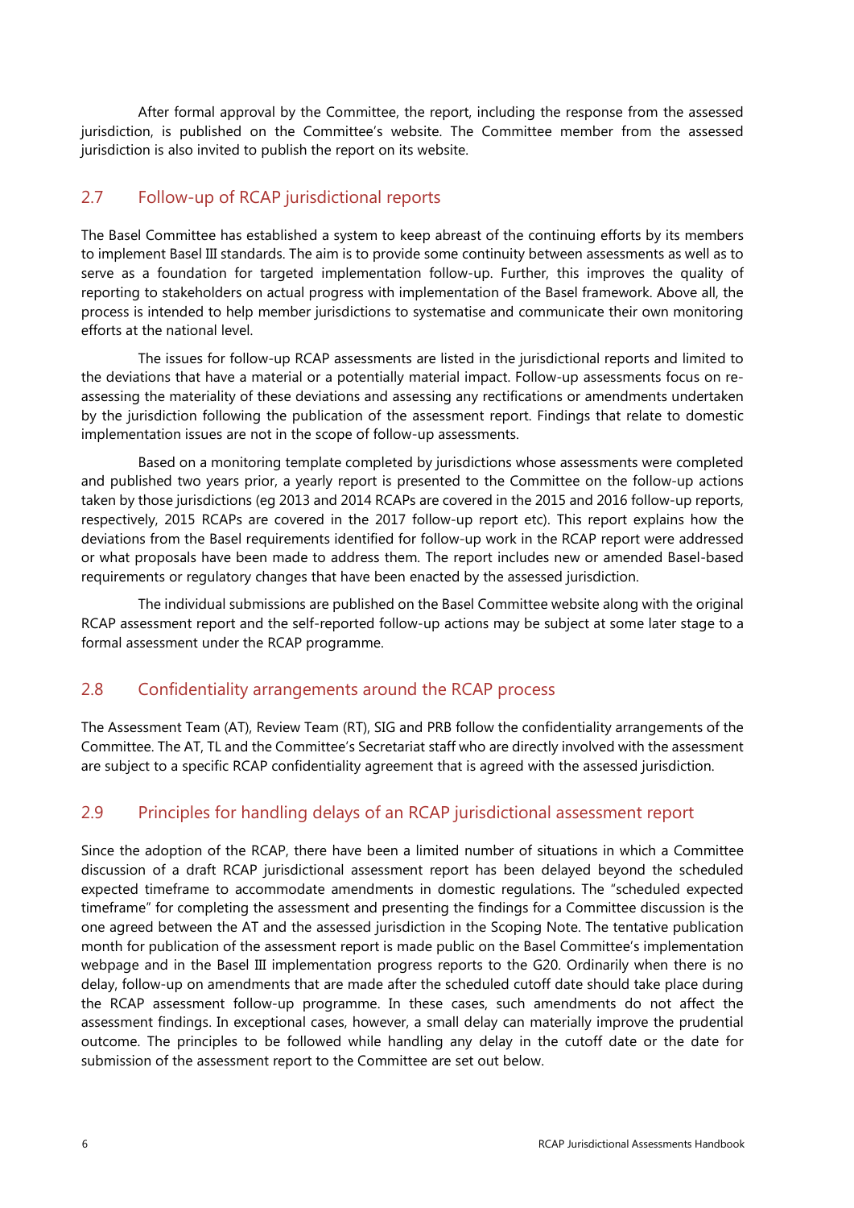After formal approval by the Committee, the report, including the response from the assessed jurisdiction, is published on the Committee's website. The Committee member from the assessed jurisdiction is also invited to publish the report on its website.

## 2.7 Follow-up of RCAP jurisdictional reports

The Basel Committee has established a system to keep abreast of the continuing efforts by its members to implement Basel III standards. The aim is to provide some continuity between assessments as well as to serve as a foundation for targeted implementation follow-up. Further, this improves the quality of reporting to stakeholders on actual progress with implementation of the Basel framework. Above all, the process is intended to help member jurisdictions to systematise and communicate their own monitoring efforts at the national level.

The issues for follow-up RCAP assessments are listed in the jurisdictional reports and limited to the deviations that have a material or a potentially material impact. Follow-up assessments focus on re-assessing the materiality of these deviations and assessing any rectifications or amendments undertaken by the jurisdiction following the publication of the assessment report. Findings that relate to domestic implementation issues are not in the scope of follow-up assessments.

Based on a monitoring template completed by jurisdictions whose assessments were completed and published two years prior, a yearly report is presented to the Committee on the follow-up actions taken by those jurisdictions (eg 2013 and 2014 RCAPs are covered in the 2015 and 2016 follow-up reports, respectively, 2015 RCAPs are covered in the 2017 follow-up report etc). This report explains how the deviations from the Basel requirements identified for follow-up work in the RCAP report were addressed or what proposals have been made to address them. The report includes new or amended Basel-based requirements or regulatory changes that have been enacted by the assessed jurisdiction.

The individual submissions are published on the Basel Committee website along with the original RCAP assessment report and the self-reported follow-up actions may be subject at some later stage to a formal assessment under the RCAP programme.

## 2.8 Confidentiality arrangements around the RCAP process

The Assessment Team (AT), Review Team (RT), SIG and PRB follow the confidentiality arrangements of the Committee. The AT, TL and the Committee's Secretariat staff who are directly involved with the assessment are subject to a specific RCAP confidentiality agreement that is agreed with the assessed jurisdiction.

## 2.9 Principles for handling delays of an RCAP jurisdictional assessment report

Since the adoption of the RCAP, there have been a limited number of situations in which a Committee discussion of a draft RCAP jurisdictional assessment report has been delayed beyond the scheduled expected timeframe to accommodate amendments in domestic regulations. The "scheduled expected timeframe" for completing the assessment and presenting the findings for a Committee discussion is the one agreed between the AT and the assessed jurisdiction in the Scoping Note. The tentative publication month for publication of the assessment report is made public on the Basel Committee's implementation webpage and in the Basel III implementation progress reports to the G20. Ordinarily when there is no delay, follow-up on amendments that are made after the scheduled cutoff date should take place during the RCAP assessment follow-up programme. In these cases, such amendments do not affect the assessment findings. In exceptional cases, however, a small delay can materially improve the prudential outcome. The principles to be followed while handling any delay in the cutoff date or the date for submission of the assessment report to the Committee are set out below.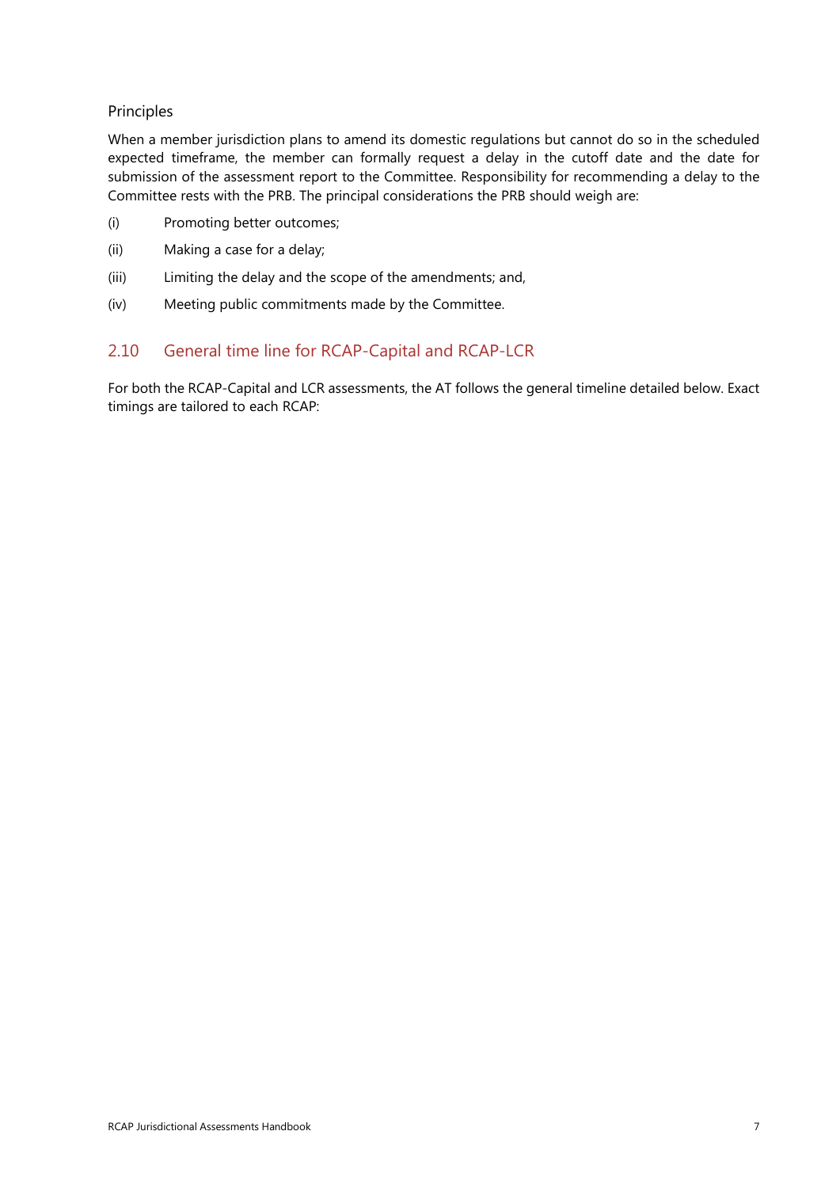### Principles

When a member jurisdiction plans to amend its domestic regulations but cannot do so in the scheduled expected timeframe, the member can formally request a delay in the cutoff date and the date for submission of the assessment report to the Committee. Responsibility for recommending a delay to the Committee rests with the PRB. The principal considerations the PRB should weigh are:

(i) Promoting better outcomes;

(ii) Making a case for a delay;

(iii) Limiting the delay and the scope of the amendments; and,

(iv) Meeting public commitments made by the Committee.

## 2.10 General time line for RCAP-Capital and RCAP-LCR

For both the RCAP-Capital and LCR assessments, the AT follows the general timeline detailed below. Exact timings are tailored to each RCAP: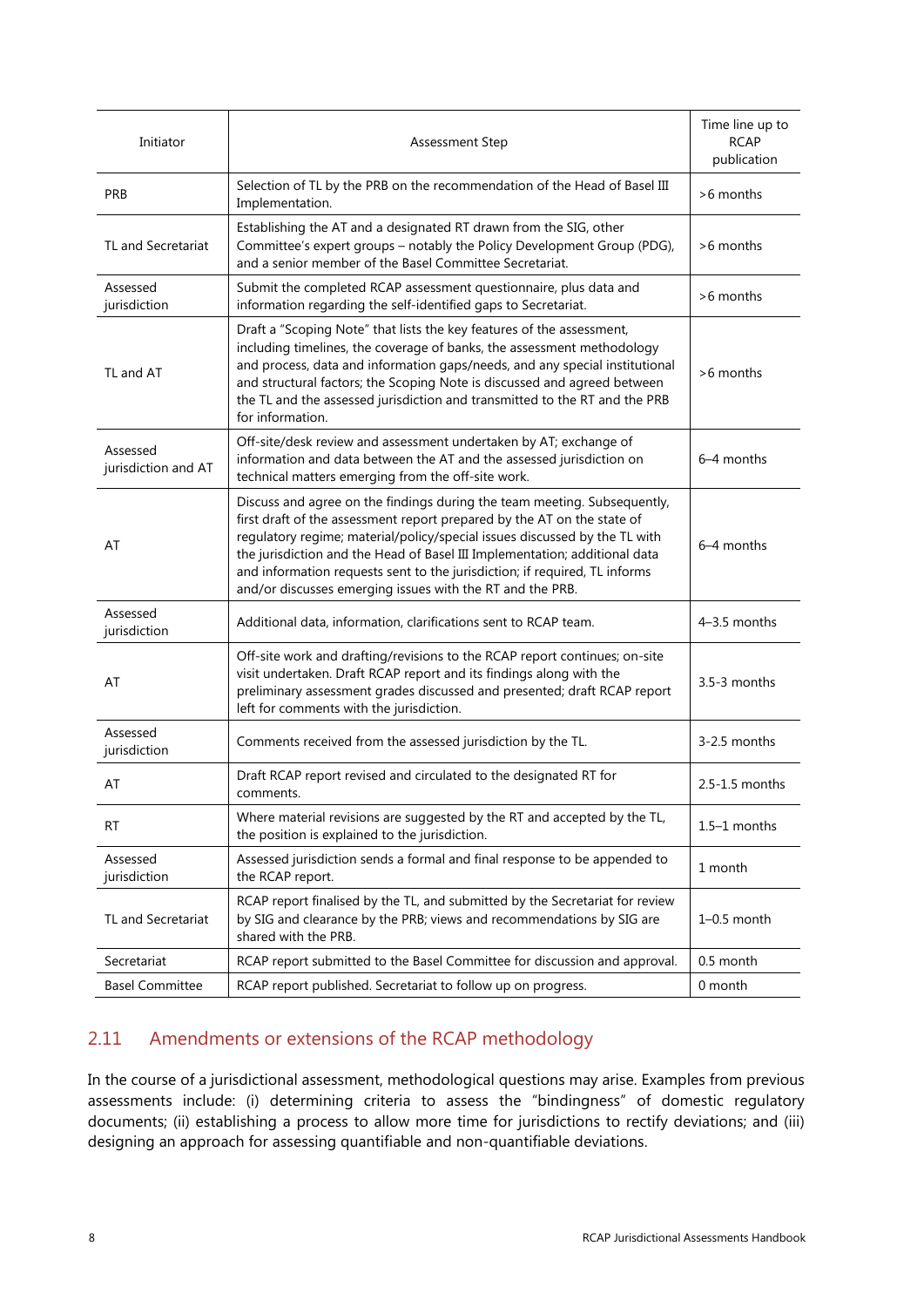| Initiator | Assessment Step | Time line up to RCAP publication |
|---|---|---|
| PRB | Selection of TL by the PRB on the recommendation of the Head of Basel III Implementation. | >6 months |
| TL and Secretariat | Establishing the AT and a designated RT drawn from the SIG, other Committee's expert groups – notably the Policy Development Group (PDG), and a senior member of the Basel Committee Secretariat. | >6 months |
| Assessed jurisdiction | Submit the completed RCAP assessment questionnaire, plus data and information regarding the self-identified gaps to Secretariat. | >6 months |
| TL and AT | Draft a "Scoping Note" that lists the key features of the assessment, including timelines, the coverage of banks, the assessment methodology and process, data and information gaps/needs, and any special institutional and structural factors; the Scoping Note is discussed and agreed between the TL and the assessed jurisdiction and transmitted to the RT and the PRB for information. | >6 months |
| Assessed jurisdiction and AT | Off-site/desk review and assessment undertaken by AT; exchange of information and data between the AT and the assessed jurisdiction on technical matters emerging from the off-site work. | 6–4 months |
| AT | Discuss and agree on the findings during the team meeting. Subsequently, first draft of the assessment report prepared by the AT on the state of regulatory regime; material/policy/special issues discussed by the TL with the jurisdiction and the Head of Basel III Implementation; additional data and information requests sent to the jurisdiction; if required, TL informs and/or discusses emerging issues with the RT and the PRB. | 6–4 months |
| Assessed jurisdiction | Additional data, information, clarifications sent to RCAP team. | 4–3.5 months |
| AT | Off-site work and drafting/revisions to the RCAP report continues; on-site visit undertaken. Draft RCAP report and its findings along with the preliminary assessment grades discussed and presented; draft RCAP report left for comments with the jurisdiction. | 3.5-3 months |
| Assessed jurisdiction | Comments received from the assessed jurisdiction by the TL. | 3-2.5 months |
| AT | Draft RCAP report revised and circulated to the designated RT for comments. | 2.5-1.5 months |
| RT | Where material revisions are suggested by the RT and accepted by the TL, the position is explained to the jurisdiction. | 1.5–1 months |
| Assessed jurisdiction | Assessed jurisdiction sends a formal and final response to be appended to the RCAP report. | 1 month |
| TL and Secretariat | RCAP report finalised by the TL, and submitted by the Secretariat for review by SIG and clearance by the PRB; views and recommendations by SIG are shared with the PRB. | 1–0.5 month |
| Secretariat | RCAP report submitted to the Basel Committee for discussion and approval. | 0.5 month |
| Basel Committee | RCAP report published. Secretariat to follow up on progress. | 0 month |

## 2.11 Amendments or extensions of the RCAP methodology

In the course of a jurisdictional assessment, methodological questions may arise. Examples from previous assessments include: (i) determining criteria to assess the "bindingness" of domestic regulatory documents; (ii) establishing a process to allow more time for jurisdictions to rectify deviations; and (iii) designing an approach for assessing quantifiable and non-quantifiable deviations.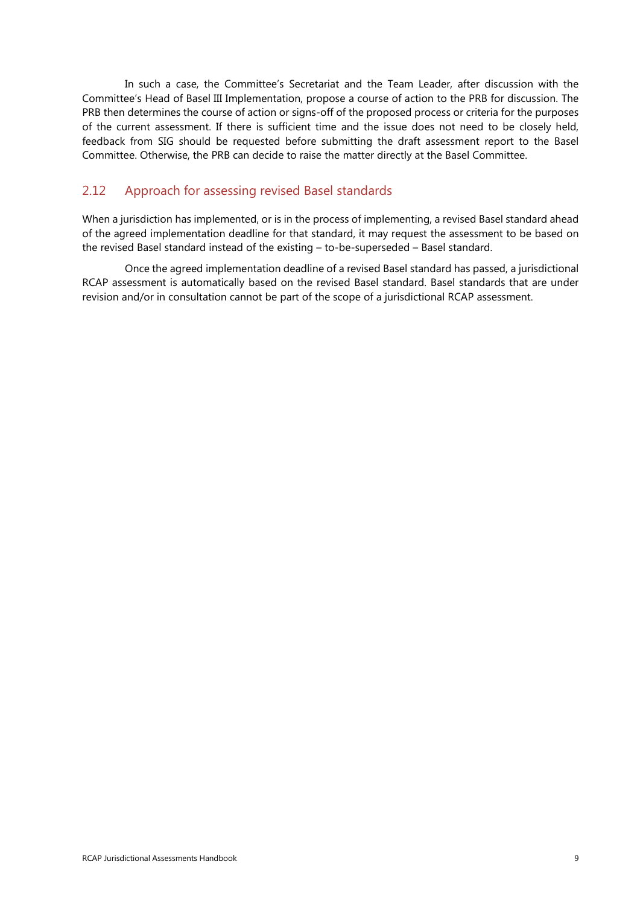In such a case, the Committee's Secretariat and the Team Leader, after discussion with the Committee's Head of Basel III Implementation, propose a course of action to the PRB for discussion. The PRB then determines the course of action or signs-off of the proposed process or criteria for the purposes of the current assessment. If there is sufficient time and the issue does not need to be closely held, feedback from SIG should be requested before submitting the draft assessment report to the Basel Committee. Otherwise, the PRB can decide to raise the matter directly at the Basel Committee.

## 2.12 Approach for assessing revised Basel standards

When a jurisdiction has implemented, or is in the process of implementing, a revised Basel standard ahead of the agreed implementation deadline for that standard, it may request the assessment to be based on the revised Basel standard instead of the existing – to-be-superseded – Basel standard.

Once the agreed implementation deadline of a revised Basel standard has passed, a jurisdictional RCAP assessment is automatically based on the revised Basel standard. Basel standards that are under revision and/or in consultation cannot be part of the scope of a jurisdictional RCAP assessment.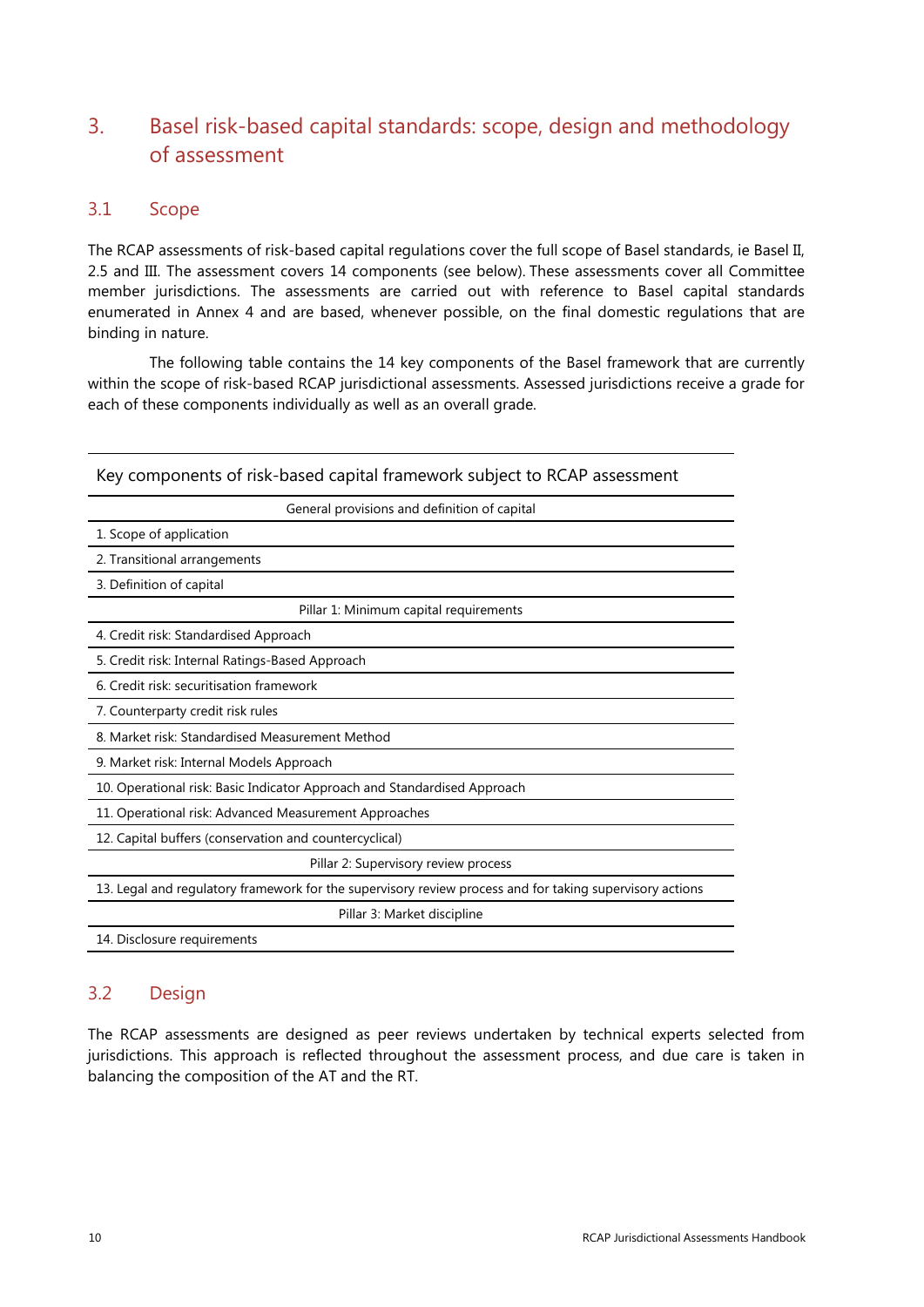## 3. Basel risk-based capital standards: scope, design and methodology of assessment

### 3.1 Scope

The RCAP assessments of risk-based capital regulations cover the full scope of Basel standards, ie Basel II, 2.5 and III. The assessment covers 14 components (see below). These assessments cover all Committee member jurisdictions. The assessments are carried out with reference to Basel capital standards enumerated in Annex 4 and are based, whenever possible, on the final domestic regulations that are binding in nature.

The following table contains the 14 key components of the Basel framework that are currently within the scope of risk-based RCAP jurisdictional assessments. Assessed jurisdictions receive a grade for each of these components individually as well as an overall grade.

| Key components of risk-based capital framework subject to RCAP assessment |
|---|
| General provisions and definition of capital |
| 1. Scope of application |
| 2. Transitional arrangements |
| 3. Definition of capital |
| Pillar 1: Minimum capital requirements |
| 4. Credit risk: Standardised Approach |
| 5. Credit risk: Internal Ratings-Based Approach |
| 6. Credit risk: securitisation framework |
| 7. Counterparty credit risk rules |
| 8. Market risk: Standardised Measurement Method |
| 9. Market risk: Internal Models Approach |
| 10. Operational risk: Basic Indicator Approach and Standardised Approach |
| 11. Operational risk: Advanced Measurement Approaches |
| 12. Capital buffers (conservation and countercyclical) |
| Pillar 2: Supervisory review process |
| 13. Legal and regulatory framework for the supervisory review process and for taking supervisory actions |
| Pillar 3: Market discipline |
| 14. Disclosure requirements |

### 3.2 Design

The RCAP assessments are designed as peer reviews undertaken by technical experts selected from jurisdictions. This approach is reflected throughout the assessment process, and due care is taken in balancing the composition of the AT and the RT.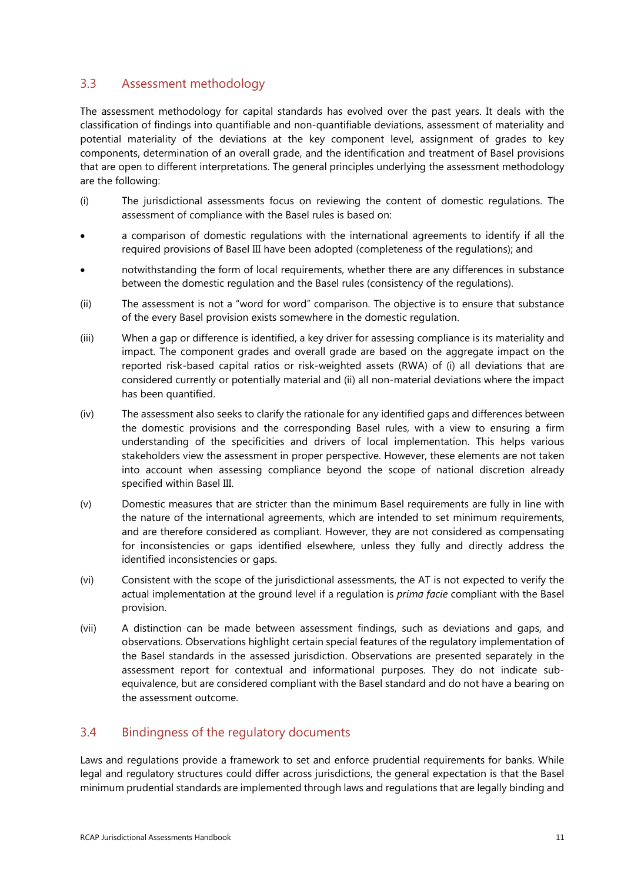## 3.3 Assessment methodology

The assessment methodology for capital standards has evolved over the past years. It deals with the classification of findings into quantifiable and non-quantifiable deviations, assessment of materiality and potential materiality of the deviations at the key component level, assignment of grades to key components, determination of an overall grade, and the identification and treatment of Basel provisions that are open to different interpretations. The general principles underlying the assessment methodology are the following:

(i) The jurisdictional assessments focus on reviewing the content of domestic regulations. The assessment of compliance with the Basel rules is based on:

- a comparison of domestic regulations with the international agreements to identify if all the required provisions of Basel III have been adopted (completeness of the regulations); and
- notwithstanding the form of local requirements, whether there are any differences in substance between the domestic regulation and the Basel rules (consistency of the regulations).

(ii) The assessment is not a "word for word" comparison. The objective is to ensure that substance of the every Basel provision exists somewhere in the domestic regulation.

(iii) When a gap or difference is identified, a key driver for assessing compliance is its materiality and impact. The component grades and overall grade are based on the aggregate impact on the reported risk-based capital ratios or risk-weighted assets (RWA) of (i) all deviations that are considered currently or potentially material and (ii) all non-material deviations where the impact has been quantified.

(iv) The assessment also seeks to clarify the rationale for any identified gaps and differences between the domestic provisions and the corresponding Basel rules, with a view to ensuring a firm understanding of the specificities and drivers of local implementation. This helps various stakeholders view the assessment in proper perspective. However, these elements are not taken into account when assessing compliance beyond the scope of national discretion already specified within Basel III.

(v) Domestic measures that are stricter than the minimum Basel requirements are fully in line with the nature of the international agreements, which are intended to set minimum requirements, and are therefore considered as compliant. However, they are not considered as compensating for inconsistencies or gaps identified elsewhere, unless they fully and directly address the identified inconsistencies or gaps.

(vi) Consistent with the scope of the jurisdictional assessments, the AT is not expected to verify the actual implementation at the ground level if a regulation is *prima facie* compliant with the Basel provision.

(vii) A distinction can be made between assessment findings, such as deviations and gaps, and observations. Observations highlight certain special features of the regulatory implementation of the Basel standards in the assessed jurisdiction. Observations are presented separately in the assessment report for contextual and informational purposes. They do not indicate sub-equivalence, but are considered compliant with the Basel standard and do not have a bearing on the assessment outcome.

## 3.4 Bindingness of the regulatory documents

Laws and regulations provide a framework to set and enforce prudential requirements for banks. While legal and regulatory structures could differ across jurisdictions, the general expectation is that the Basel minimum prudential standards are implemented through laws and regulations that are legally binding and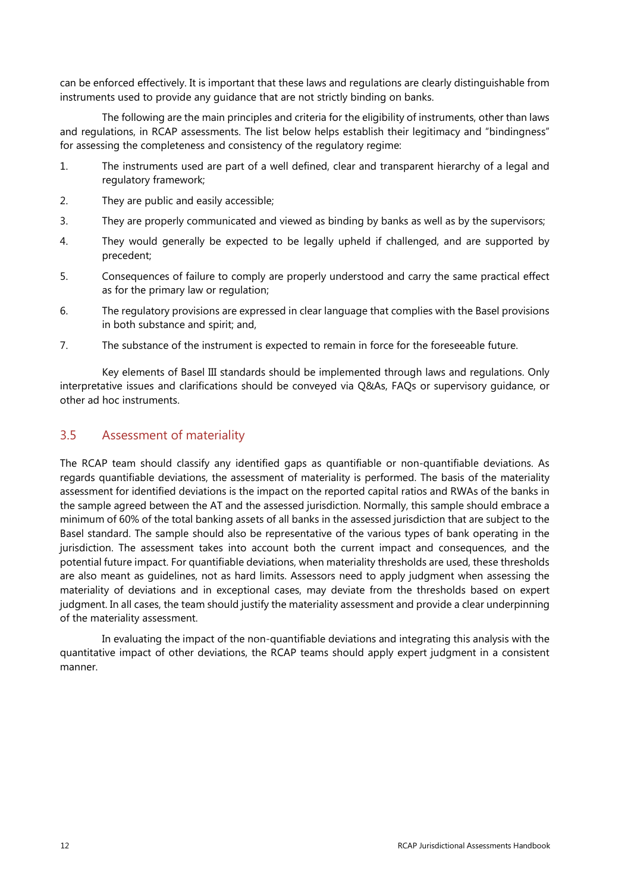can be enforced effectively. It is important that these laws and regulations are clearly distinguishable from instruments used to provide any guidance that are not strictly binding on banks.

The following are the main principles and criteria for the eligibility of instruments, other than laws and regulations, in RCAP assessments. The list below helps establish their legitimacy and "bindingness" for assessing the completeness and consistency of the regulatory regime:

1. The instruments used are part of a well defined, clear and transparent hierarchy of a legal and regulatory framework;
2. They are public and easily accessible;
3. They are properly communicated and viewed as binding by banks as well as by the supervisors;
4. They would generally be expected to be legally upheld if challenged, and are supported by precedent;
5. Consequences of failure to comply are properly understood and carry the same practical effect as for the primary law or regulation;
6. The regulatory provisions are expressed in clear language that complies with the Basel provisions in both substance and spirit; and,
7. The substance of the instrument is expected to remain in force for the foreseeable future.

Key elements of Basel III standards should be implemented through laws and regulations. Only interpretative issues and clarifications should be conveyed via Q&As, FAQs or supervisory guidance, or other ad hoc instruments.

## 3.5 Assessment of materiality

The RCAP team should classify any identified gaps as quantifiable or non-quantifiable deviations. As regards quantifiable deviations, the assessment of materiality is performed. The basis of the materiality assessment for identified deviations is the impact on the reported capital ratios and RWAs of the banks in the sample agreed between the AT and the assessed jurisdiction. Normally, this sample should embrace a minimum of 60% of the total banking assets of all banks in the assessed jurisdiction that are subject to the Basel standard. The sample should also be representative of the various types of bank operating in the jurisdiction. The assessment takes into account both the current impact and consequences, and the potential future impact. For quantifiable deviations, when materiality thresholds are used, these thresholds are also meant as guidelines, not as hard limits. Assessors need to apply judgment when assessing the materiality of deviations and in exceptional cases, may deviate from the thresholds based on expert judgment. In all cases, the team should justify the materiality assessment and provide a clear underpinning of the materiality assessment.

In evaluating the impact of the non-quantifiable deviations and integrating this analysis with the quantitative impact of other deviations, the RCAP teams should apply expert judgment in a consistent manner.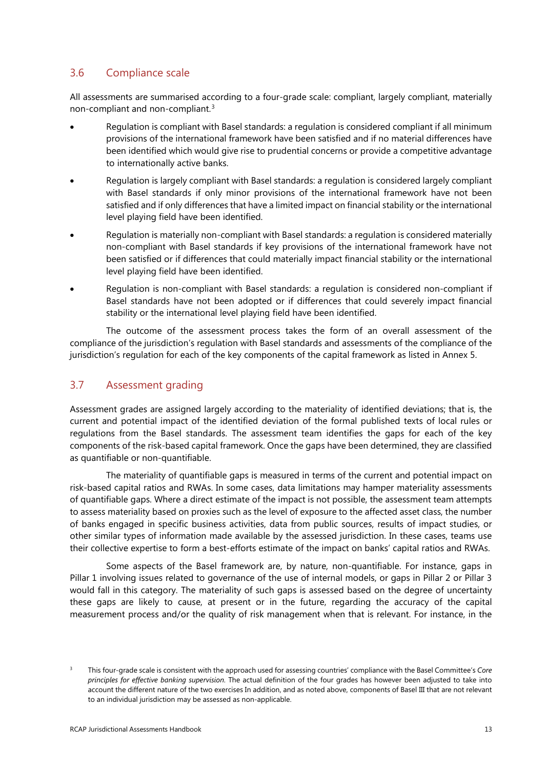## 3.6 Compliance scale

All assessments are summarised according to a four-grade scale: compliant, largely compliant, materially non-compliant and non-compliant.[3]

- Regulation is compliant with Basel standards: a regulation is considered compliant if all minimum provisions of the international framework have been satisfied and if no material differences have been identified which would give rise to prudential concerns or provide a competitive advantage to internationally active banks.
- Regulation is largely compliant with Basel standards: a regulation is considered largely compliant with Basel standards if only minor provisions of the international framework have not been satisfied and if only differences that have a limited impact on financial stability or the international level playing field have been identified.
- Regulation is materially non-compliant with Basel standards: a regulation is considered materially non-compliant with Basel standards if key provisions of the international framework have not been satisfied or if differences that could materially impact financial stability or the international level playing field have been identified.
- Regulation is non-compliant with Basel standards: a regulation is considered non-compliant if Basel standards have not been adopted or if differences that could severely impact financial stability or the international level playing field have been identified.

The outcome of the assessment process takes the form of an overall assessment of the compliance of the jurisdiction's regulation with Basel standards and assessments of the compliance of the jurisdiction's regulation for each of the key components of the capital framework as listed in Annex 5.

## 3.7 Assessment grading

Assessment grades are assigned largely according to the materiality of identified deviations; that is, the current and potential impact of the identified deviation of the formal published texts of local rules or regulations from the Basel standards. The assessment team identifies the gaps for each of the key components of the risk-based capital framework. Once the gaps have been determined, they are classified as quantifiable or non-quantifiable.

The materiality of quantifiable gaps is measured in terms of the current and potential impact on risk-based capital ratios and RWAs. In some cases, data limitations may hamper materiality assessments of quantifiable gaps. Where a direct estimate of the impact is not possible, the assessment team attempts to assess materiality based on proxies such as the level of exposure to the affected asset class, the number of banks engaged in specific business activities, data from public sources, results of impact studies, or other similar types of information made available by the assessed jurisdiction. In these cases, teams use their collective expertise to form a best-efforts estimate of the impact on banks' capital ratios and RWAs.

Some aspects of the Basel framework are, by nature, non-quantifiable. For instance, gaps in Pillar 1 involving issues related to governance of the use of internal models, or gaps in Pillar 2 or Pillar 3 would fall in this category. The materiality of such gaps is assessed based on the degree of uncertainty these gaps are likely to cause, at present or in the future, regarding the accuracy of the capital measurement process and/or the quality of risk management when that is relevant. For instance, in the

[3] This four-grade scale is consistent with the approach used for assessing countries' compliance with the Basel Committee's *Core principles for effective banking supervision*. The actual definition of the four grades has however been adjusted to take into account the different nature of the two exercises In addition, and as noted above, components of Basel III that are not relevant to an individual jurisdiction may be assessed as non-applicable.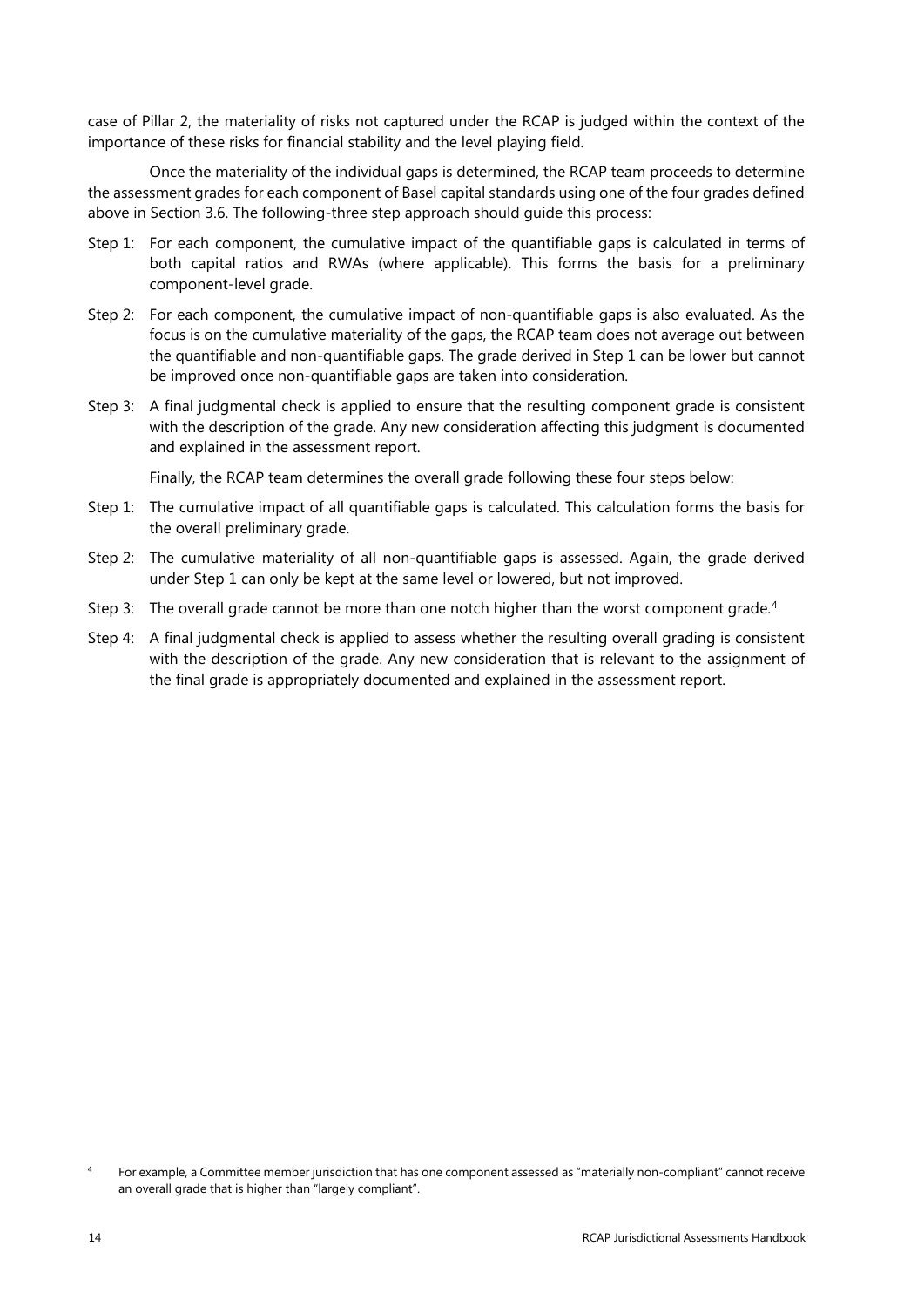case of Pillar 2, the materiality of risks not captured under the RCAP is judged within the context of the importance of these risks for financial stability and the level playing field.

Once the materiality of the individual gaps is determined, the RCAP team proceeds to determine the assessment grades for each component of Basel capital standards using one of the four grades defined above in Section 3.6. The following-three step approach should guide this process:

Step 1: For each component, the cumulative impact of the quantifiable gaps is calculated in terms of both capital ratios and RWAs (where applicable). This forms the basis for a preliminary component-level grade.

Step 2: For each component, the cumulative impact of non-quantifiable gaps is also evaluated. As the focus is on the cumulative materiality of the gaps, the RCAP team does not average out between the quantifiable and non-quantifiable gaps. The grade derived in Step 1 can be lower but cannot be improved once non-quantifiable gaps are taken into consideration.

Step 3: A final judgmental check is applied to ensure that the resulting component grade is consistent with the description of the grade. Any new consideration affecting this judgment is documented and explained in the assessment report.

Finally, the RCAP team determines the overall grade following these four steps below:

Step 1: The cumulative impact of all quantifiable gaps is calculated. This calculation forms the basis for the overall preliminary grade.

Step 2: The cumulative materiality of all non-quantifiable gaps is assessed. Again, the grade derived under Step 1 can only be kept at the same level or lowered, but not improved.

Step 3: The overall grade cannot be more than one notch higher than the worst component grade.[4]

Step 4: A final judgmental check is applied to assess whether the resulting overall grading is consistent with the description of the grade. Any new consideration that is relevant to the assignment of the final grade is appropriately documented and explained in the assessment report.

[4] For example, a Committee member jurisdiction that has one component assessed as "materially non-compliant" cannot receive an overall grade that is higher than "largely compliant".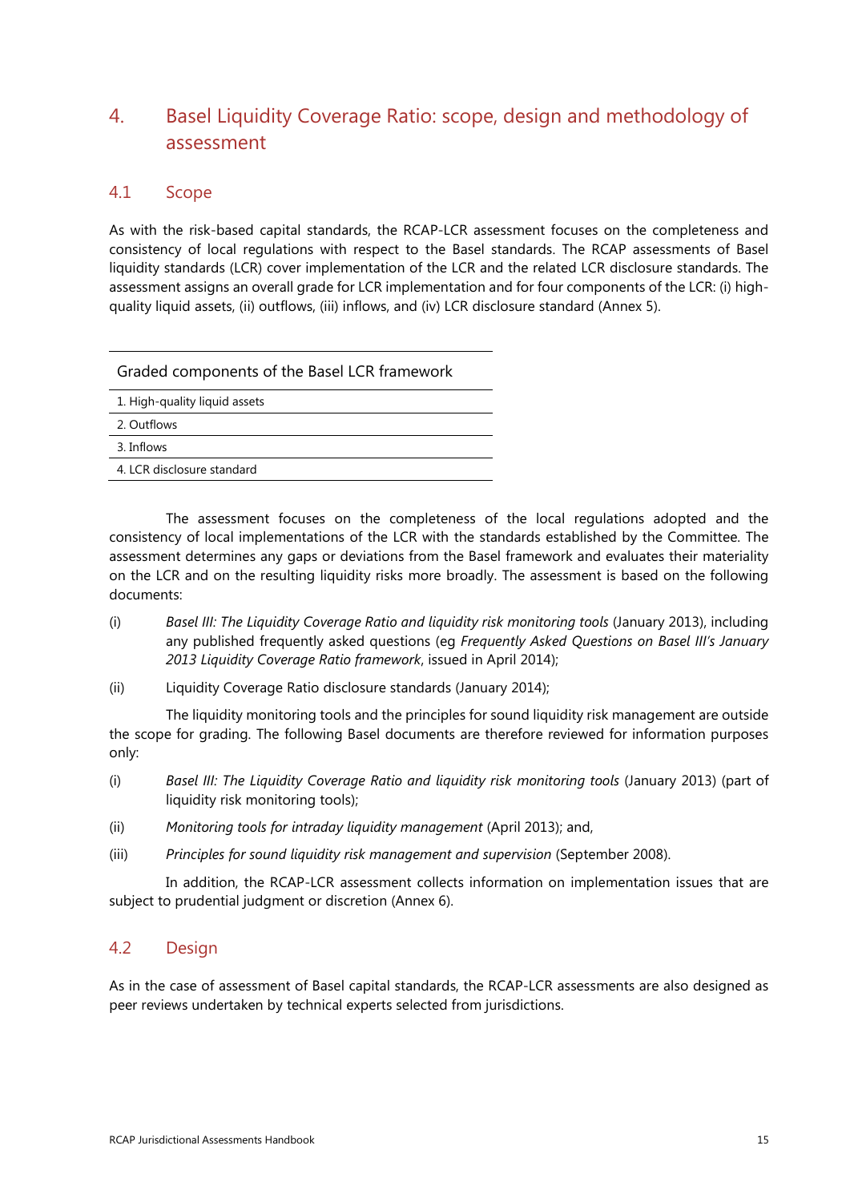# 4. Basel Liquidity Coverage Ratio: scope, design and methodology of assessment

## 4.1 Scope

As with the risk-based capital standards, the RCAP-LCR assessment focuses on the completeness and consistency of local regulations with respect to the Basel standards. The RCAP assessments of Basel liquidity standards (LCR) cover implementation of the LCR and the related LCR disclosure standards. The assessment assigns an overall grade for LCR implementation and for four components of the LCR: (i) high-quality liquid assets, (ii) outflows, (iii) inflows, and (iv) LCR disclosure standard (Annex 5).

| Graded components of the Basel LCR framework |
|---|
| 1. High-quality liquid assets |
| 2. Outflows |
| 3. Inflows |
| 4. LCR disclosure standard |

The assessment focuses on the completeness of the local regulations adopted and the consistency of local implementations of the LCR with the standards established by the Committee. The assessment determines any gaps or deviations from the Basel framework and evaluates their materiality on the LCR and on the resulting liquidity risks more broadly. The assessment is based on the following documents:

(i) *Basel III: The Liquidity Coverage Ratio and liquidity risk monitoring tools* (January 2013), including any published frequently asked questions (eg *Frequently Asked Questions on Basel III's January 2013 Liquidity Coverage Ratio framework*, issued in April 2014);

(ii) Liquidity Coverage Ratio disclosure standards (January 2014);

The liquidity monitoring tools and the principles for sound liquidity risk management are outside the scope for grading. The following Basel documents are therefore reviewed for information purposes only:

(i) *Basel III: The Liquidity Coverage Ratio and liquidity risk monitoring tools* (January 2013) (part of liquidity risk monitoring tools);

(ii) *Monitoring tools for intraday liquidity management* (April 2013); and,

(iii) *Principles for sound liquidity risk management and supervision* (September 2008).

In addition, the RCAP-LCR assessment collects information on implementation issues that are subject to prudential judgment or discretion (Annex 6).

## 4.2 Design

As in the case of assessment of Basel capital standards, the RCAP-LCR assessments are also designed as peer reviews undertaken by technical experts selected from jurisdictions.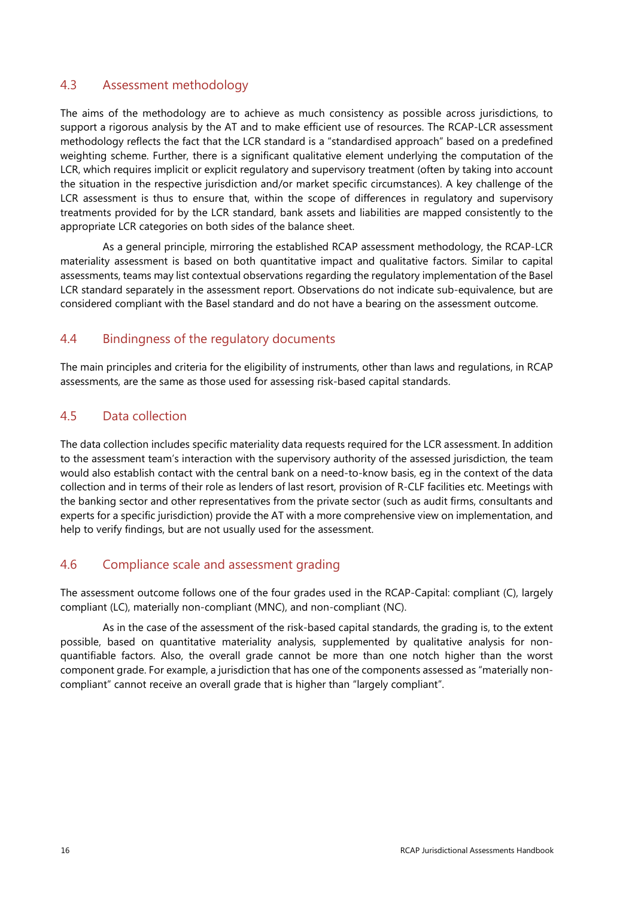## 4.3 Assessment methodology

The aims of the methodology are to achieve as much consistency as possible across jurisdictions, to support a rigorous analysis by the AT and to make efficient use of resources. The RCAP-LCR assessment methodology reflects the fact that the LCR standard is a "standardised approach" based on a predefined weighting scheme. Further, there is a significant qualitative element underlying the computation of the LCR, which requires implicit or explicit regulatory and supervisory treatment (often by taking into account the situation in the respective jurisdiction and/or market specific circumstances). A key challenge of the LCR assessment is thus to ensure that, within the scope of differences in regulatory and supervisory treatments provided for by the LCR standard, bank assets and liabilities are mapped consistently to the appropriate LCR categories on both sides of the balance sheet.

As a general principle, mirroring the established RCAP assessment methodology, the RCAP-LCR materiality assessment is based on both quantitative impact and qualitative factors. Similar to capital assessments, teams may list contextual observations regarding the regulatory implementation of the Basel LCR standard separately in the assessment report. Observations do not indicate sub-equivalence, but are considered compliant with the Basel standard and do not have a bearing on the assessment outcome.

## 4.4 Bindingness of the regulatory documents

The main principles and criteria for the eligibility of instruments, other than laws and regulations, in RCAP assessments, are the same as those used for assessing risk-based capital standards.

## 4.5 Data collection

The data collection includes specific materiality data requests required for the LCR assessment. In addition to the assessment team's interaction with the supervisory authority of the assessed jurisdiction, the team would also establish contact with the central bank on a need-to-know basis, eg in the context of the data collection and in terms of their role as lenders of last resort, provision of R-CLF facilities etc. Meetings with the banking sector and other representatives from the private sector (such as audit firms, consultants and experts for a specific jurisdiction) provide the AT with a more comprehensive view on implementation, and help to verify findings, but are not usually used for the assessment.

## 4.6 Compliance scale and assessment grading

The assessment outcome follows one of the four grades used in the RCAP-Capital: compliant (C), largely compliant (LC), materially non-compliant (MNC), and non-compliant (NC).

As in the case of the assessment of the risk-based capital standards, the grading is, to the extent possible, based on quantitative materiality analysis, supplemented by qualitative analysis for non-quantifiable factors. Also, the overall grade cannot be more than one notch higher than the worst component grade. For example, a jurisdiction that has one of the components assessed as "materially non-compliant" cannot receive an overall grade that is higher than "largely compliant".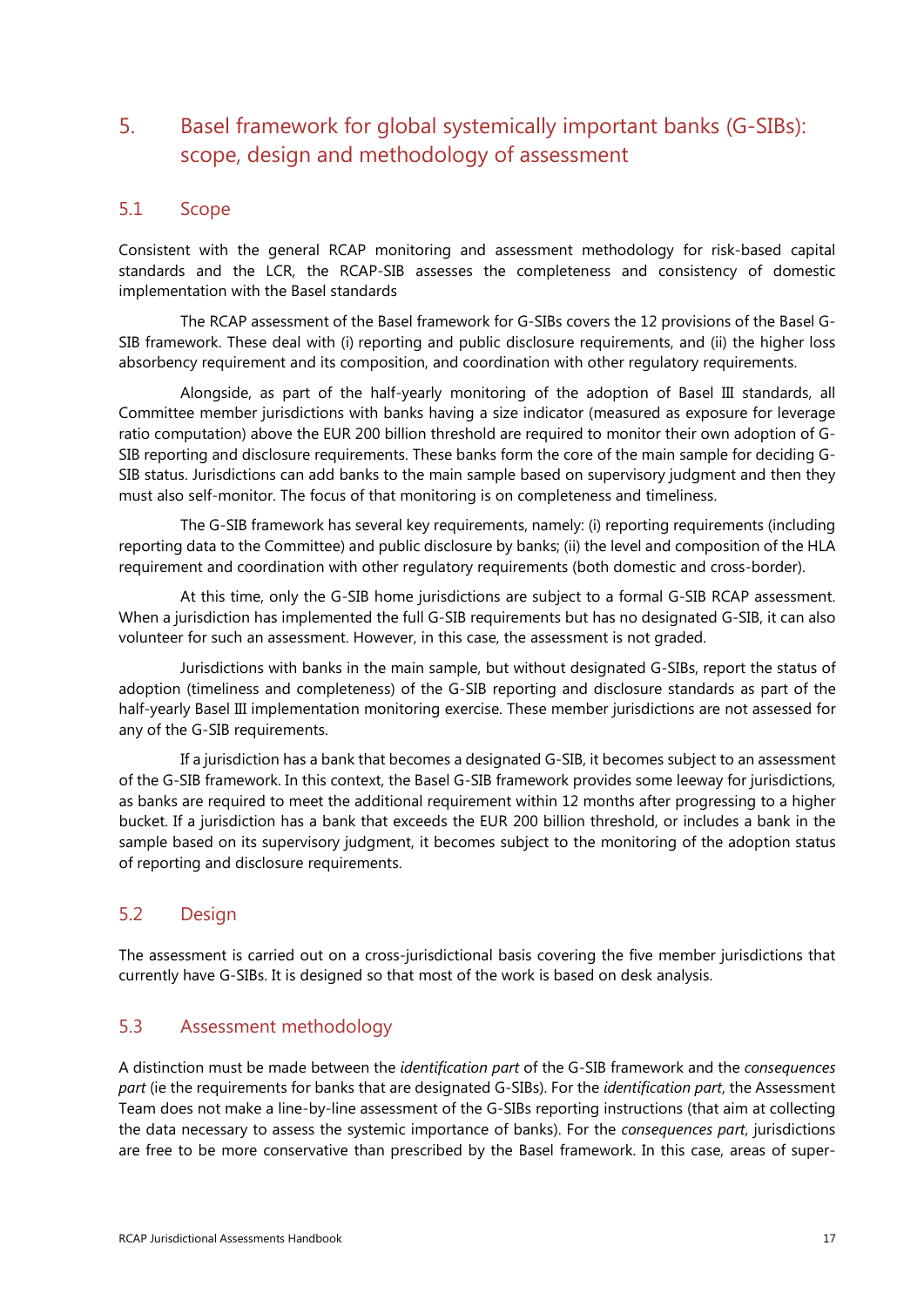## 5. Basel framework for global systemically important banks (G-SIBs): scope, design and methodology of assessment

### 5.1 Scope

Consistent with the general RCAP monitoring and assessment methodology for risk-based capital standards and the LCR, the RCAP-SIB assesses the completeness and consistency of domestic implementation with the Basel standards

The RCAP assessment of the Basel framework for G-SIBs covers the 12 provisions of the Basel G-SIB framework. These deal with (i) reporting and public disclosure requirements, and (ii) the higher loss absorbency requirement and its composition, and coordination with other regulatory requirements.

Alongside, as part of the half-yearly monitoring of the adoption of Basel III standards, all Committee member jurisdictions with banks having a size indicator (measured as exposure for leverage ratio computation) above the EUR 200 billion threshold are required to monitor their own adoption of G-SIB reporting and disclosure requirements. These banks form the core of the main sample for deciding G-SIB status. Jurisdictions can add banks to the main sample based on supervisory judgment and then they must also self-monitor. The focus of that monitoring is on completeness and timeliness.

The G-SIB framework has several key requirements, namely: (i) reporting requirements (including reporting data to the Committee) and public disclosure by banks; (ii) the level and composition of the HLA requirement and coordination with other regulatory requirements (both domestic and cross-border).

At this time, only the G-SIB home jurisdictions are subject to a formal G-SIB RCAP assessment. When a jurisdiction has implemented the full G-SIB requirements but has no designated G-SIB, it can also volunteer for such an assessment. However, in this case, the assessment is not graded.

Jurisdictions with banks in the main sample, but without designated G-SIBs, report the status of adoption (timeliness and completeness) of the G-SIB reporting and disclosure standards as part of the half-yearly Basel III implementation monitoring exercise. These member jurisdictions are not assessed for any of the G-SIB requirements.

If a jurisdiction has a bank that becomes a designated G-SIB, it becomes subject to an assessment of the G-SIB framework. In this context, the Basel G-SIB framework provides some leeway for jurisdictions, as banks are required to meet the additional requirement within 12 months after progressing to a higher bucket. If a jurisdiction has a bank that exceeds the EUR 200 billion threshold, or includes a bank in the sample based on its supervisory judgment, it becomes subject to the monitoring of the adoption status of reporting and disclosure requirements.

### 5.2 Design

The assessment is carried out on a cross-jurisdictional basis covering the five member jurisdictions that currently have G-SIBs. It is designed so that most of the work is based on desk analysis.

### 5.3 Assessment methodology

A distinction must be made between the *identification part* of the G-SIB framework and the *consequences part* (ie the requirements for banks that are designated G-SIBs). For the *identification part*, the Assessment Team does not make a line-by-line assessment of the G-SIBs reporting instructions (that aim at collecting the data necessary to assess the systemic importance of banks). For the *consequences part*, jurisdictions are free to be more conservative than prescribed by the Basel framework. In this case, areas of super-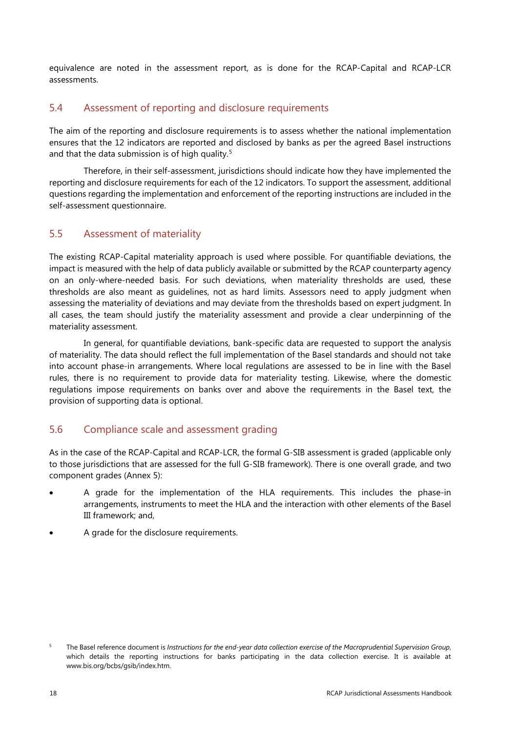equivalence are noted in the assessment report, as is done for the RCAP-Capital and RCAP-LCR assessments.

## 5.4 Assessment of reporting and disclosure requirements

The aim of the reporting and disclosure requirements is to assess whether the national implementation ensures that the 12 indicators are reported and disclosed by banks as per the agreed Basel instructions and that the data submission is of high quality.[5]

Therefore, in their self-assessment, jurisdictions should indicate how they have implemented the reporting and disclosure requirements for each of the 12 indicators. To support the assessment, additional questions regarding the implementation and enforcement of the reporting instructions are included in the self-assessment questionnaire.

## 5.5 Assessment of materiality

The existing RCAP-Capital materiality approach is used where possible. For quantifiable deviations, the impact is measured with the help of data publicly available or submitted by the RCAP counterparty agency on an only-where-needed basis. For such deviations, when materiality thresholds are used, these thresholds are also meant as guidelines, not as hard limits. Assessors need to apply judgment when assessing the materiality of deviations and may deviate from the thresholds based on expert judgment. In all cases, the team should justify the materiality assessment and provide a clear underpinning of the materiality assessment.

In general, for quantifiable deviations, bank-specific data are requested to support the analysis of materiality. The data should reflect the full implementation of the Basel standards and should not take into account phase-in arrangements. Where local regulations are assessed to be in line with the Basel rules, there is no requirement to provide data for materiality testing. Likewise, where the domestic regulations impose requirements on banks over and above the requirements in the Basel text, the provision of supporting data is optional.

## 5.6 Compliance scale and assessment grading

As in the case of the RCAP-Capital and RCAP-LCR, the formal G-SIB assessment is graded (applicable only to those jurisdictions that are assessed for the full G-SIB framework). There is one overall grade, and two component grades (Annex 5):

- A grade for the implementation of the HLA requirements. This includes the phase-in arrangements, instruments to meet the HLA and the interaction with other elements of the Basel III framework; and,
- A grade for the disclosure requirements.

[5] The Basel reference document is *Instructions for the end-year data collection exercise of the Macroprudential Supervision Group*, which details the reporting instructions for banks participating in the data collection exercise. It is available at www.bis.org/bcbs/gsib/index.htm.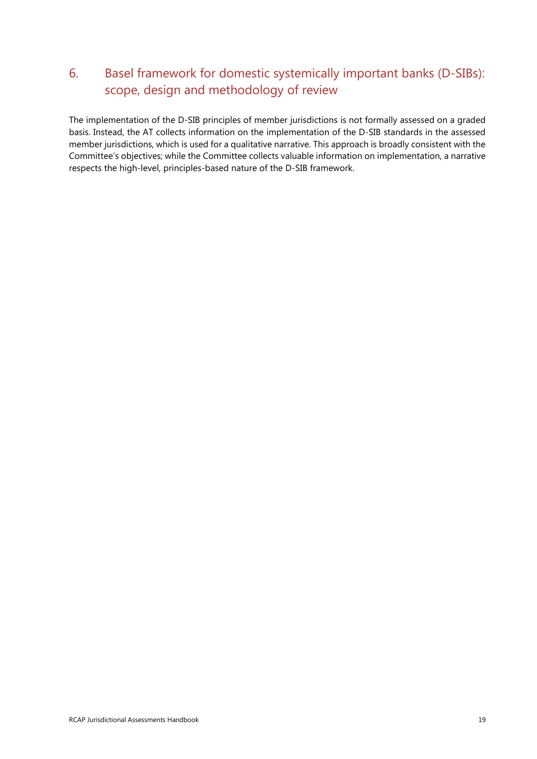## 6. Basel framework for domestic systemically important banks (D-SIBs): scope, design and methodology of review

The implementation of the D-SIB principles of member jurisdictions is not formally assessed on a graded basis. Instead, the AT collects information on the implementation of the D-SIB standards in the assessed member jurisdictions, which is used for a qualitative narrative. This approach is broadly consistent with the Committee's objectives; while the Committee collects valuable information on implementation, a narrative respects the high-level, principles-based nature of the D-SIB framework.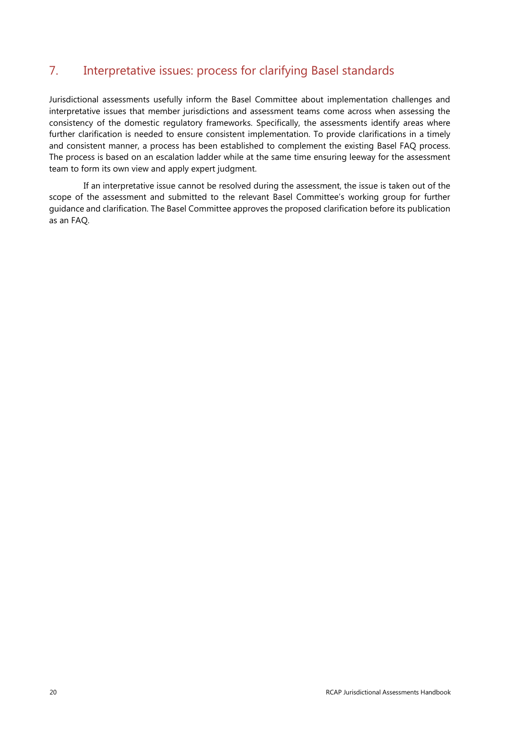## 7. Interpretative issues: process for clarifying Basel standards

Jurisdictional assessments usefully inform the Basel Committee about implementation challenges and interpretative issues that member jurisdictions and assessment teams come across when assessing the consistency of the domestic regulatory frameworks. Specifically, the assessments identify areas where further clarification is needed to ensure consistent implementation. To provide clarifications in a timely and consistent manner, a process has been established to complement the existing Basel FAQ process. The process is based on an escalation ladder while at the same time ensuring leeway for the assessment team to form its own view and apply expert judgment.

If an interpretative issue cannot be resolved during the assessment, the issue is taken out of the scope of the assessment and submitted to the relevant Basel Committee's working group for further guidance and clarification. The Basel Committee approves the proposed clarification before its publication as an FAQ.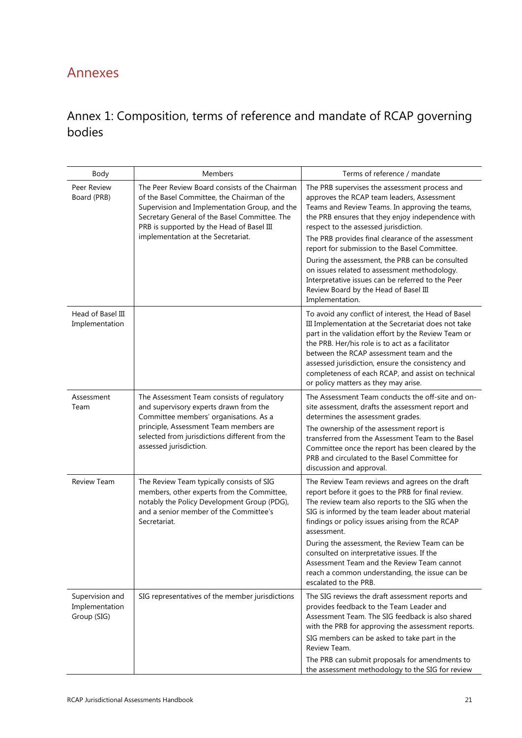# Annexes

## Annex 1: Composition, terms of reference and mandate of RCAP governing bodies

| Body | Members | Terms of reference / mandate |
|---|---|---|
| Peer Review Board (PRB) | The Peer Review Board consists of the Chairman of the Basel Committee, the Chairman of the Supervision and Implementation Group, and the Secretary General of the Basel Committee. The PRB is supported by the Head of Basel III implementation at the Secretariat. | The PRB supervises the assessment process and approves the RCAP team leaders, Assessment Teams and Review Teams. In approving the teams, the PRB ensures that they enjoy independence with respect to the assessed jurisdiction.<br><br>The PRB provides final clearance of the assessment report for submission to the Basel Committee.<br><br>During the assessment, the PRB can be consulted on issues related to assessment methodology. Interpretative issues can be referred to the Peer Review Board by the Head of Basel III Implementation. |
| Head of Basel III Implementation | | To avoid any conflict of interest, the Head of Basel III Implementation at the Secretariat does not take part in the validation effort by the Review Team or the PRB. Her/his role is to act as a facilitator between the RCAP assessment team and the assessed jurisdiction, ensure the consistency and completeness of each RCAP, and assist on technical or policy matters as they may arise. |
| Assessment Team | The Assessment Team consists of regulatory and supervisory experts drawn from the Committee members' organisations. As a principle, Assessment Team members are selected from jurisdictions different from the assessed jurisdiction. | The Assessment Team conducts the off-site and on-site assessment, drafts the assessment report and determines the assessment grades.<br><br>The ownership of the assessment report is transferred from the Assessment Team to the Basel Committee once the report has been cleared by the PRB and circulated to the Basel Committee for discussion and approval. |
| Review Team | The Review Team typically consists of SIG members, other experts from the Committee, notably the Policy Development Group (PDG), and a senior member of the Committee's Secretariat. | The Review Team reviews and agrees on the draft report before it goes to the PRB for final review. The review team also reports to the SIG when the SIG is informed by the team leader about material findings or policy issues arising from the RCAP assessment.<br><br>During the assessment, the Review Team can be consulted on interpretative issues. If the Assessment Team and the Review Team cannot reach a common understanding, the issue can be escalated to the PRB. |
| Supervision and Implementation Group (SIG) | SIG representatives of the member jurisdictions | The SIG reviews the draft assessment reports and provides feedback to the Team Leader and Assessment Team. The SIG feedback is also shared with the PRB for approving the assessment reports.<br><br>SIG members can be asked to take part in the Review Team.<br><br>The PRB can submit proposals for amendments to the assessment methodology to the SIG for review |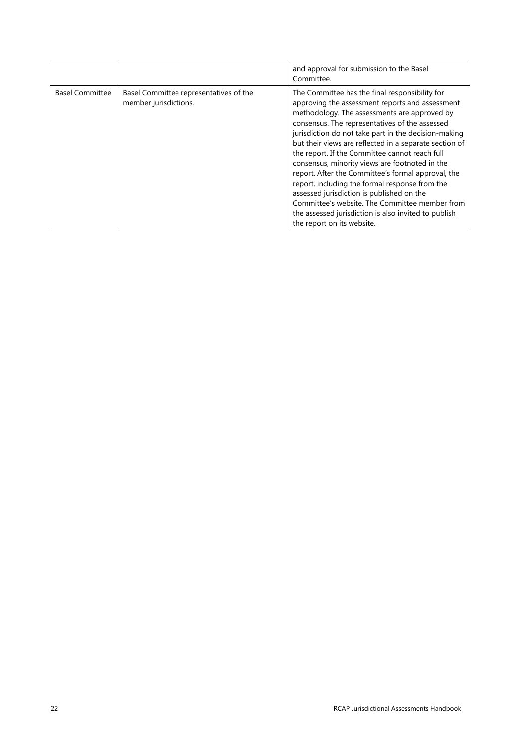| | | |
|---|---|---|
| | | and approval for submission to the Basel Committee. |
| Basel Committee | Basel Committee representatives of the member jurisdictions. | The Committee has the final responsibility for approving the assessment reports and assessment methodology. The assessments are approved by consensus. The representatives of the assessed jurisdiction do not take part in the decision-making but their views are reflected in a separate section of the report. If the Committee cannot reach full consensus, minority views are footnoted in the report. After the Committee's formal approval, the report, including the formal response from the assessed jurisdiction is published on the Committee's website. The Committee member from the assessed jurisdiction is also invited to publish the report on its website. |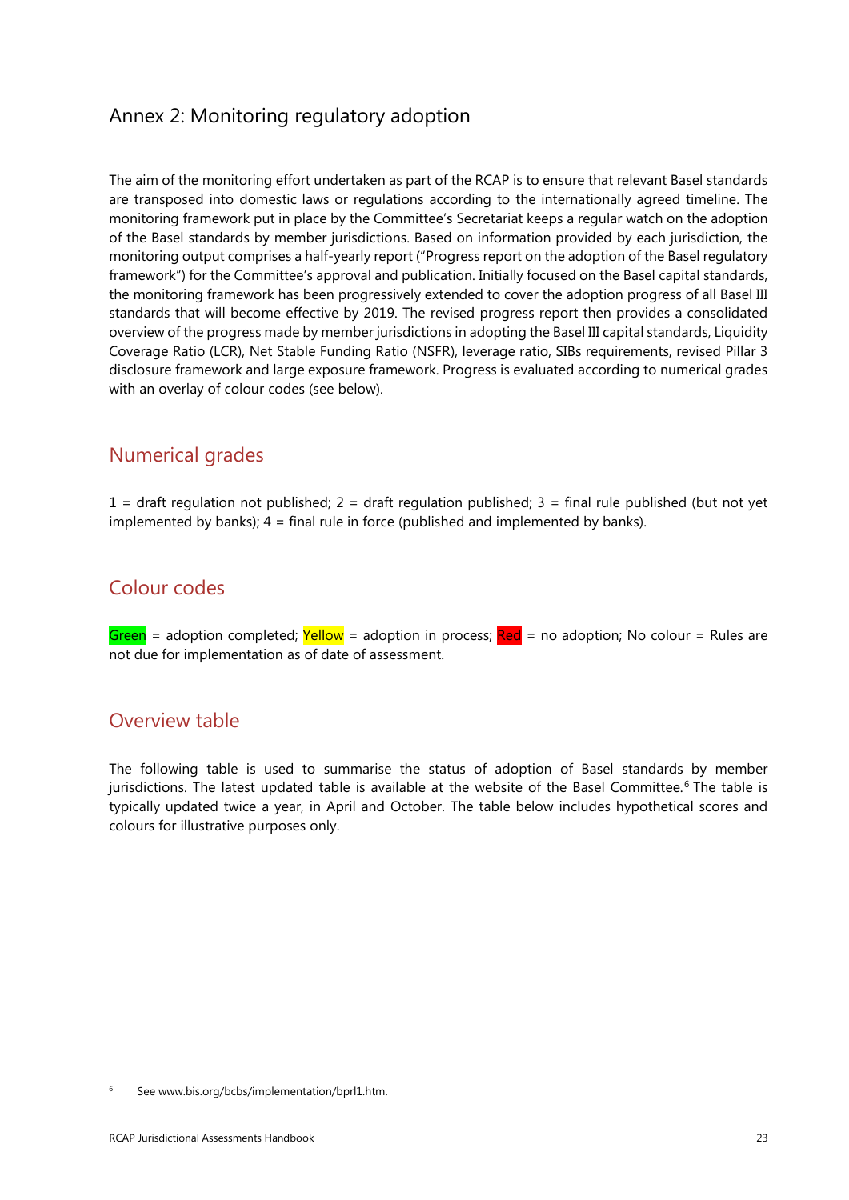## Annex 2: Monitoring regulatory adoption

The aim of the monitoring effort undertaken as part of the RCAP is to ensure that relevant Basel standards are transposed into domestic laws or regulations according to the internationally agreed timeline. The monitoring framework put in place by the Committee's Secretariat keeps a regular watch on the adoption of the Basel standards by member jurisdictions. Based on information provided by each jurisdiction, the monitoring output comprises a half-yearly report ("Progress report on the adoption of the Basel regulatory framework") for the Committee's approval and publication. Initially focused on the Basel capital standards, the monitoring framework has been progressively extended to cover the adoption progress of all Basel III standards that will become effective by 2019. The revised progress report then provides a consolidated overview of the progress made by member jurisdictions in adopting the Basel III capital standards, Liquidity Coverage Ratio (LCR), Net Stable Funding Ratio (NSFR), leverage ratio, SIBs requirements, revised Pillar 3 disclosure framework and large exposure framework. Progress is evaluated according to numerical grades with an overlay of colour codes (see below).

### Numerical grades

1 = draft regulation not published; 2 = draft regulation published; 3 = final rule published (but not yet implemented by banks); 4 = final rule in force (published and implemented by banks).

### Colour codes

Green = adoption completed; Yellow = adoption in process; Red = no adoption; No colour = Rules are not due for implementation as of date of assessment.

### Overview table

The following table is used to summarise the status of adoption of Basel standards by member jurisdictions. The latest updated table is available at the website of the Basel Committee.[6] The table is typically updated twice a year, in April and October. The table below includes hypothetical scores and colours for illustrative purposes only.

[6] See www.bis.org/bcbs/implementation/bprl1.htm.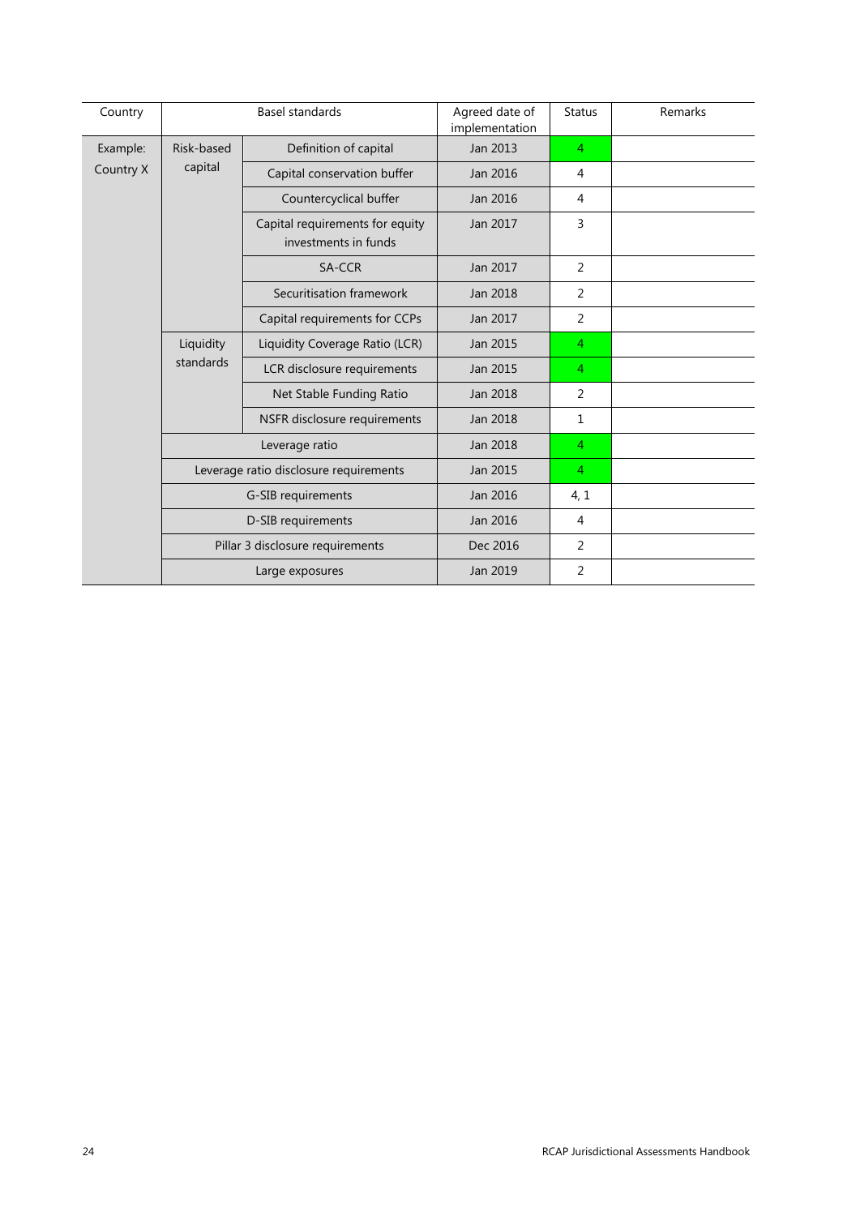| Country | Basel standards | | Agreed date of implementation | Status | Remarks |
|---|---|---|---|---|---|
| Example: Country X | Risk-based capital | Definition of capital | Jan 2013 | 4 | |
| | | Capital conservation buffer | Jan 2016 | 4 | |
| | | Countercyclical buffer | Jan 2016 | 4 | |
| | | Capital requirements for equity investments in funds | Jan 2017 | 3 | |
| | | SA-CCR | Jan 2017 | 2 | |
| | | Securitisation framework | Jan 2018 | 2 | |
| | | Capital requirements for CCPs | Jan 2017 | 2 | |
| | Liquidity standards | Liquidity Coverage Ratio (LCR) | Jan 2015 | 4 | |
| | | LCR disclosure requirements | Jan 2015 | 4 | |
| | | Net Stable Funding Ratio | Jan 2018 | 2 | |
| | | NSFR disclosure requirements | Jan 2018 | 1 | |
| | Leverage ratio | | Jan 2018 | 4 | |
| | Leverage ratio disclosure requirements | | Jan 2015 | 4 | |
| | G-SIB requirements | | Jan 2016 | 4, 1 | |
| | D-SIB requirements | | Jan 2016 | 4 | |
| | Pillar 3 disclosure requirements | | Dec 2016 | 2 | |
| | Large exposures | | Jan 2019 | 2 | |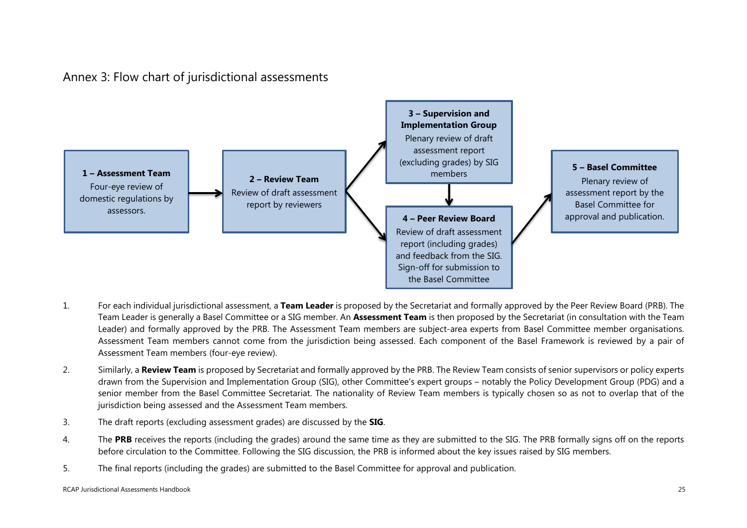## Annex 3: Flow chart of jurisdictional assessments

**1 – Assessment Team**
Four-eye review of domestic regulations by assessors.

**2 – Review Team**
Review of draft assessment report by reviewers

**3 – Supervision and Implementation Group**
Plenary review of draft assessment report (excluding grades) by SIG members

**4 – Peer Review Board**
Review of draft assessment report (including grades) and feedback from the SIG. Sign-off for submission to the Basel Committee

**5 – Basel Committee**
Plenary review of assessment report by the Basel Committee for approval and publication.

1. For each individual jurisdictional assessment, a **Team Leader** is proposed by the Secretariat and formally approved by the Peer Review Board (PRB). The Team Leader is generally a Basel Committee or a SIG member. An **Assessment Team** is then proposed by the Secretariat (in consultation with the Team Leader) and formally approved by the PRB. The Assessment Team members are subject-area experts from Basel Committee member organisations. Assessment Team members cannot come from the jurisdiction being assessed. Each component of the Basel Framework is reviewed by a pair of Assessment Team members (four-eye review).

2. Similarly, a **Review Team** is proposed by Secretariat and formally approved by the PRB. The Review Team consists of senior supervisors or policy experts drawn from the Supervision and Implementation Group (SIG), other Committee's expert groups – notably the Policy Development Group (PDG) and a senior member from the Basel Committee Secretariat. The nationality of Review Team members is typically chosen so as not to overlap that of the jurisdiction being assessed and the Assessment Team members.

3. The draft reports (excluding assessment grades) are discussed by the **SIG**.

4. The **PRB** receives the reports (including the grades) around the same time as they are submitted to the SIG. The PRB formally signs off on the reports before circulation to the Committee. Following the SIG discussion, the PRB is informed about the key issues raised by SIG members.

5. The final reports (including the grades) are submitted to the Basel Committee for approval and publication.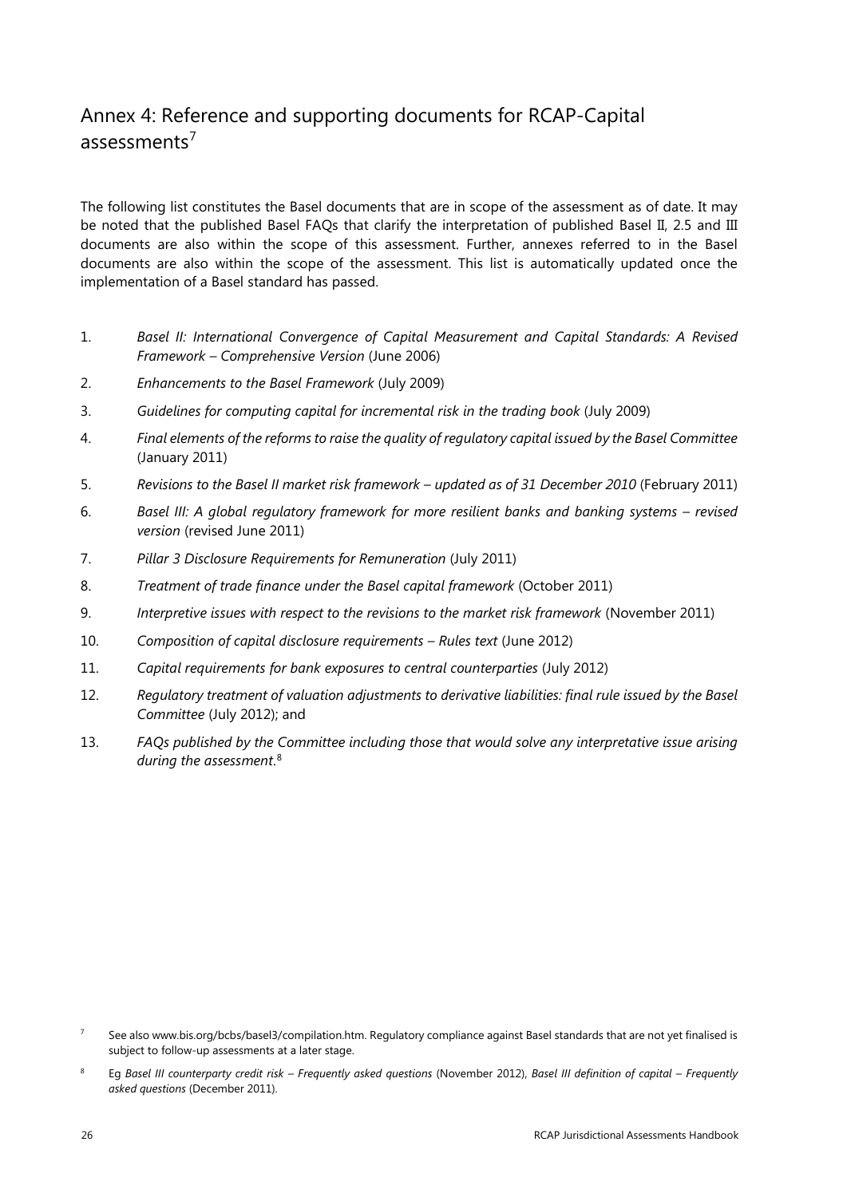## Annex 4: Reference and supporting documents for RCAP-Capital assessments[7]

The following list constitutes the Basel documents that are in scope of the assessment as of date. It may be noted that the published Basel FAQs that clarify the interpretation of published Basel II, 2.5 and III documents are also within the scope of this assessment. Further, annexes referred to in the Basel documents are also within the scope of the assessment. This list is automatically updated once the implementation of a Basel standard has passed.

1. *Basel II: International Convergence of Capital Measurement and Capital Standards: A Revised Framework – Comprehensive Version* (June 2006)
2. *Enhancements to the Basel Framework* (July 2009)
3. *Guidelines for computing capital for incremental risk in the trading book* (July 2009)
4. *Final elements of the reforms to raise the quality of regulatory capital issued by the Basel Committee* (January 2011)
5. *Revisions to the Basel II market risk framework – updated as of 31 December 2010* (February 2011)
6. *Basel III: A global regulatory framework for more resilient banks and banking systems – revised version* (revised June 2011)
7. *Pillar 3 Disclosure Requirements for Remuneration* (July 2011)
8. *Treatment of trade finance under the Basel capital framework* (October 2011)
9. *Interpretive issues with respect to the revisions to the market risk framework* (November 2011)
10. *Composition of capital disclosure requirements – Rules text* (June 2012)
11. *Capital requirements for bank exposures to central counterparties* (July 2012)
12. *Regulatory treatment of valuation adjustments to derivative liabilities: final rule issued by the Basel Committee* (July 2012); and
13. *FAQs published by the Committee including those that would solve any interpretative issue arising during the assessment*.[8]

---

[7] See also www.bis.org/bcbs/basel3/compilation.htm. Regulatory compliance against Basel standards that are not yet finalised is subject to follow-up assessments at a later stage.

[8] Eg *Basel III counterparty credit risk – Frequently asked questions* (November 2012), *Basel III definition of capital – Frequently asked questions* (December 2011).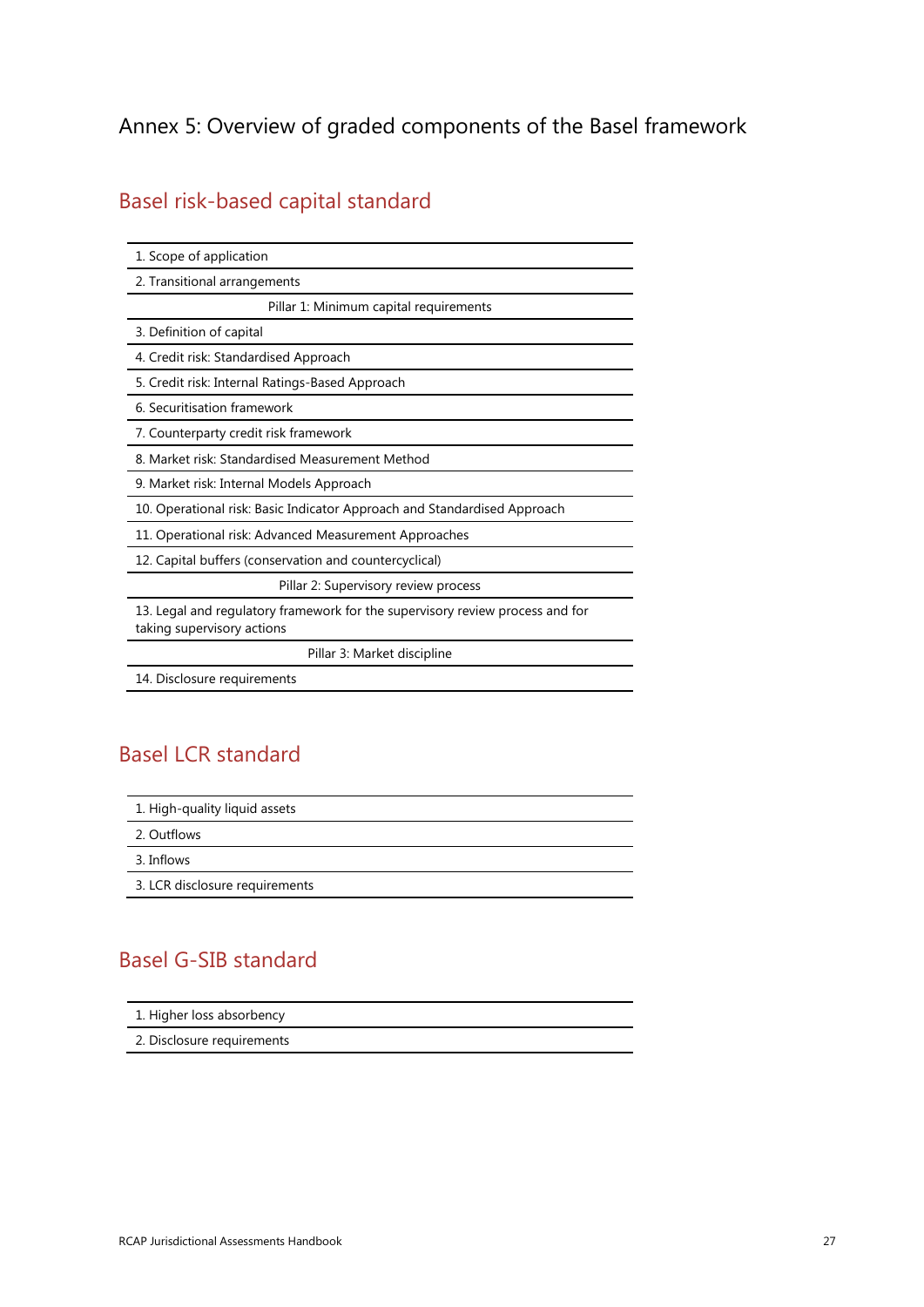# Annex 5: Overview of graded components of the Basel framework

## Basel risk-based capital standard

| |
|---|
| 1. Scope of application |
| 2. Transitional arrangements |
| Pillar 1: Minimum capital requirements |
| 3. Definition of capital |
| 4. Credit risk: Standardised Approach |
| 5. Credit risk: Internal Ratings-Based Approach |
| 6. Securitisation framework |
| 7. Counterparty credit risk framework |
| 8. Market risk: Standardised Measurement Method |
| 9. Market risk: Internal Models Approach |
| 10. Operational risk: Basic Indicator Approach and Standardised Approach |
| 11. Operational risk: Advanced Measurement Approaches |
| 12. Capital buffers (conservation and countercyclical) |
| Pillar 2: Supervisory review process |
| 13. Legal and regulatory framework for the supervisory review process and for taking supervisory actions |
| Pillar 3: Market discipline |
| 14. Disclosure requirements |

## Basel LCR standard

| |
|---|
| 1. High-quality liquid assets |
| 2. Outflows |
| 3. Inflows |
| 3. LCR disclosure requirements |

## Basel G-SIB standard

| |
|---|
| 1. Higher loss absorbency |
| 2. Disclosure requirements |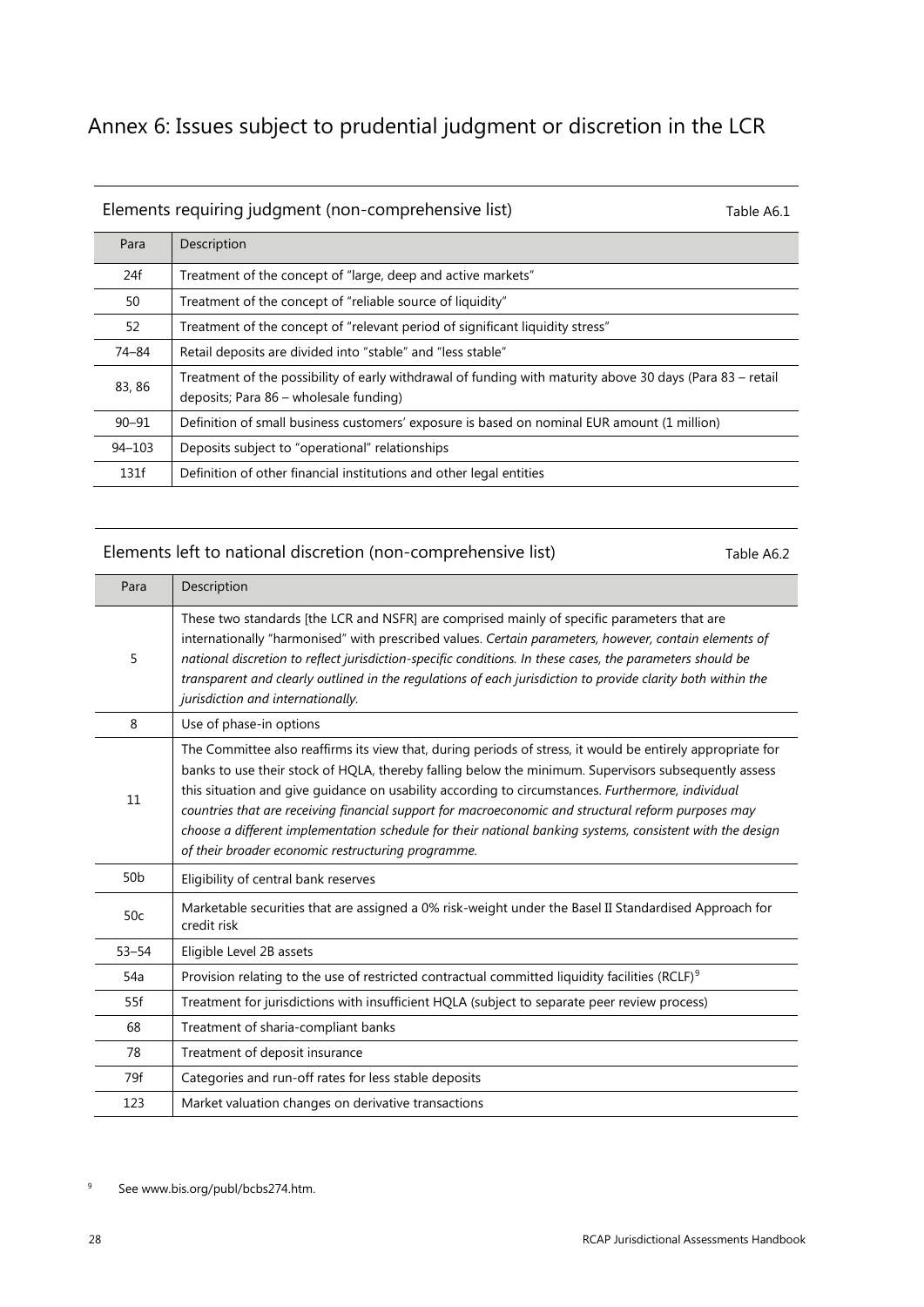# Annex 6: Issues subject to prudential judgment or discretion in the LCR

Elements requiring judgment (non-comprehensive list) — Table A6.1

| Para | Description |
|---|---|
| 24f | Treatment of the concept of "large, deep and active markets" |
| 50 | Treatment of the concept of "reliable source of liquidity" |
| 52 | Treatment of the concept of "relevant period of significant liquidity stress" |
| 74–84 | Retail deposits are divided into "stable" and "less stable" |
| 83, 86 | Treatment of the possibility of early withdrawal of funding with maturity above 30 days (Para 83 – retail deposits; Para 86 – wholesale funding) |
| 90–91 | Definition of small business customers' exposure is based on nominal EUR amount (1 million) |
| 94–103 | Deposits subject to "operational" relationships |
| 131f | Definition of other financial institutions and other legal entities |

Elements left to national discretion (non-comprehensive list) — Table A6.2

| Para | Description |
|---|---|
| 5 | These two standards [the LCR and NSFR] are comprised mainly of specific parameters that are internationally "harmonised" with prescribed values. *Certain parameters, however, contain elements of national discretion to reflect jurisdiction-specific conditions. In these cases, the parameters should be transparent and clearly outlined in the regulations of each jurisdiction to provide clarity both within the jurisdiction and internationally.* |
| 8 | Use of phase-in options |
| 11 | The Committee also reaffirms its view that, during periods of stress, it would be entirely appropriate for banks to use their stock of HQLA, thereby falling below the minimum. Supervisors subsequently assess this situation and give guidance on usability according to circumstances. *Furthermore, individual countries that are receiving financial support for macroeconomic and structural reform purposes may choose a different implementation schedule for their national banking systems, consistent with the design of their broader economic restructuring programme.* |
| 50b | Eligibility of central bank reserves |
| 50c | Marketable securities that are assigned a 0% risk-weight under the Basel II Standardised Approach for credit risk |
| 53–54 | Eligible Level 2B assets |
| 54a | Provision relating to the use of restricted contractual committed liquidity facilities (RCLF)[9] |
| 55f | Treatment for jurisdictions with insufficient HQLA (subject to separate peer review process) |
| 68 | Treatment of sharia-compliant banks |
| 78 | Treatment of deposit insurance |
| 79f | Categories and run-off rates for less stable deposits |
| 123 | Market valuation changes on derivative transactions |

[9] See www.bis.org/publ/bcbs274.htm.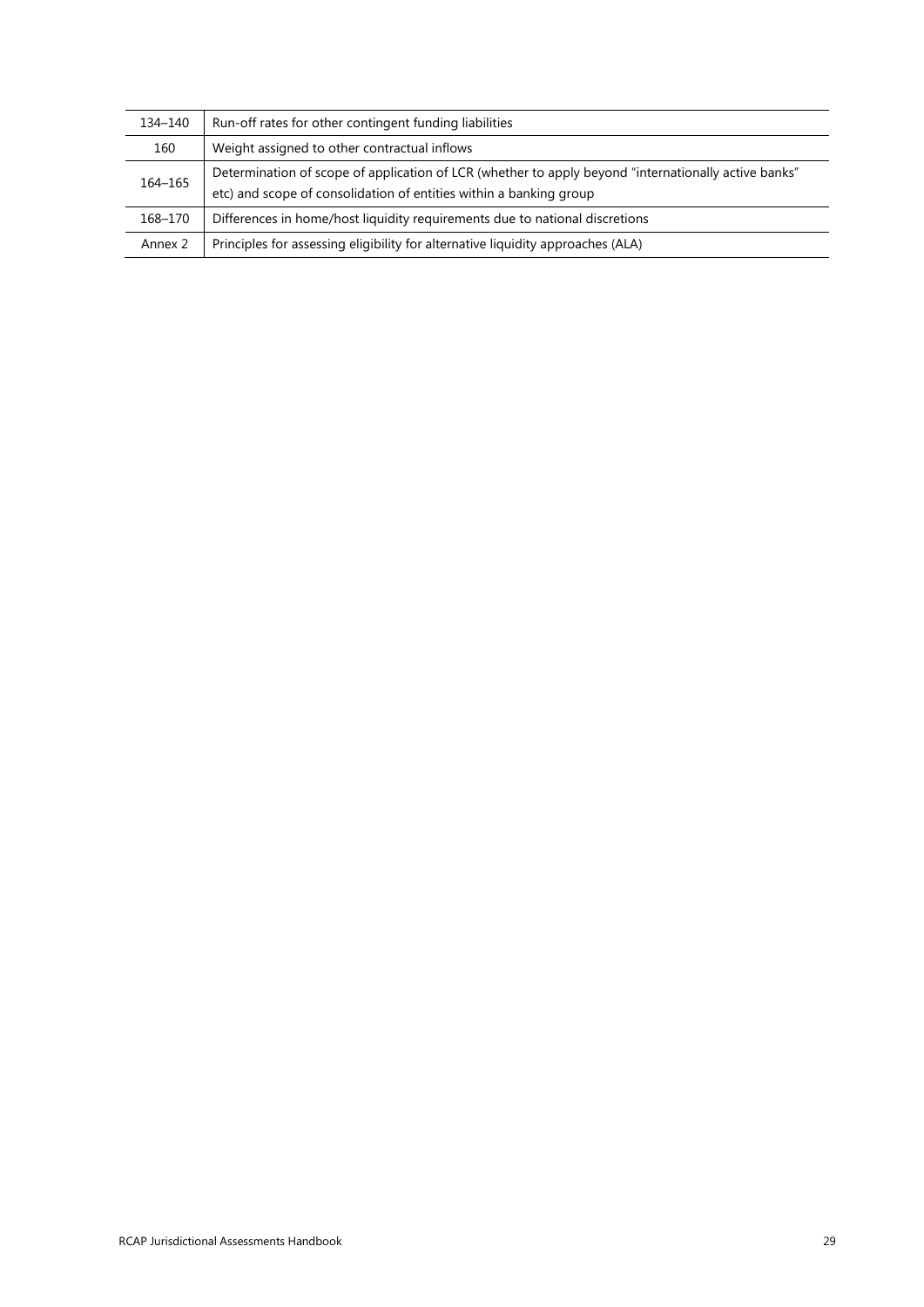| | |
|---|---|
| 134–140 | Run-off rates for other contingent funding liabilities |
| 160 | Weight assigned to other contractual inflows |
| 164–165 | Determination of scope of application of LCR (whether to apply beyond "internationally active banks" etc) and scope of consolidation of entities within a banking group |
| 168–170 | Differences in home/host liquidity requirements due to national discretions |
| Annex 2 | Principles for assessing eligibility for alternative liquidity approaches (ALA) |